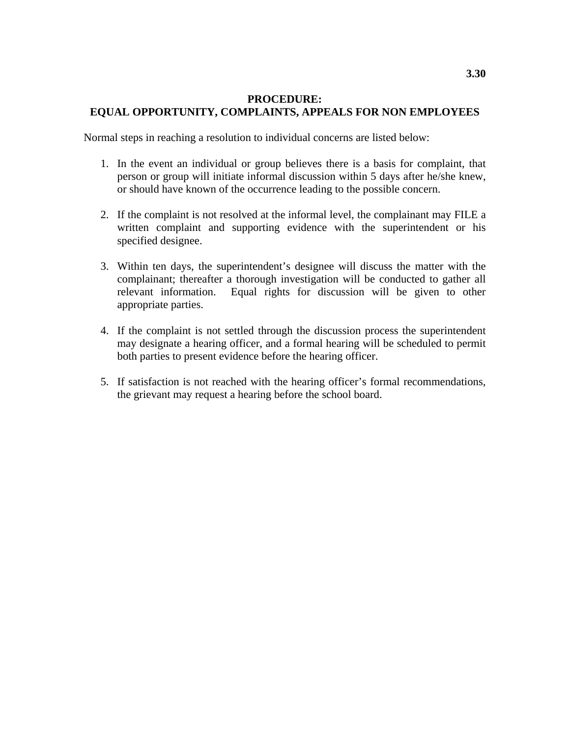**3.30**

## PROCEDURE:
## EQUAL OPPORTUNITY, COMPLAINTS, APPEALS FOR NON EMPLOYEES

Normal steps in reaching a resolution to individual concerns are listed below:

1. In the event an individual or group believes there is a basis for complaint, that person or group will initiate informal discussion within 5 days after he/she knew, or should have known of the occurrence leading to the possible concern.

2. If the complaint is not resolved at the informal level, the complainant may FILE a written complaint and supporting evidence with the superintendent or his specified designee.

3. Within ten days, the superintendent's designee will discuss the matter with the complainant; thereafter a thorough investigation will be conducted to gather all relevant information. Equal rights for discussion will be given to other appropriate parties.

4. If the complaint is not settled through the discussion process the superintendent may designate a hearing officer, and a formal hearing will be scheduled to permit both parties to present evidence before the hearing officer.

5. If satisfaction is not reached with the hearing officer's formal recommendations, the grievant may request a hearing before the school board.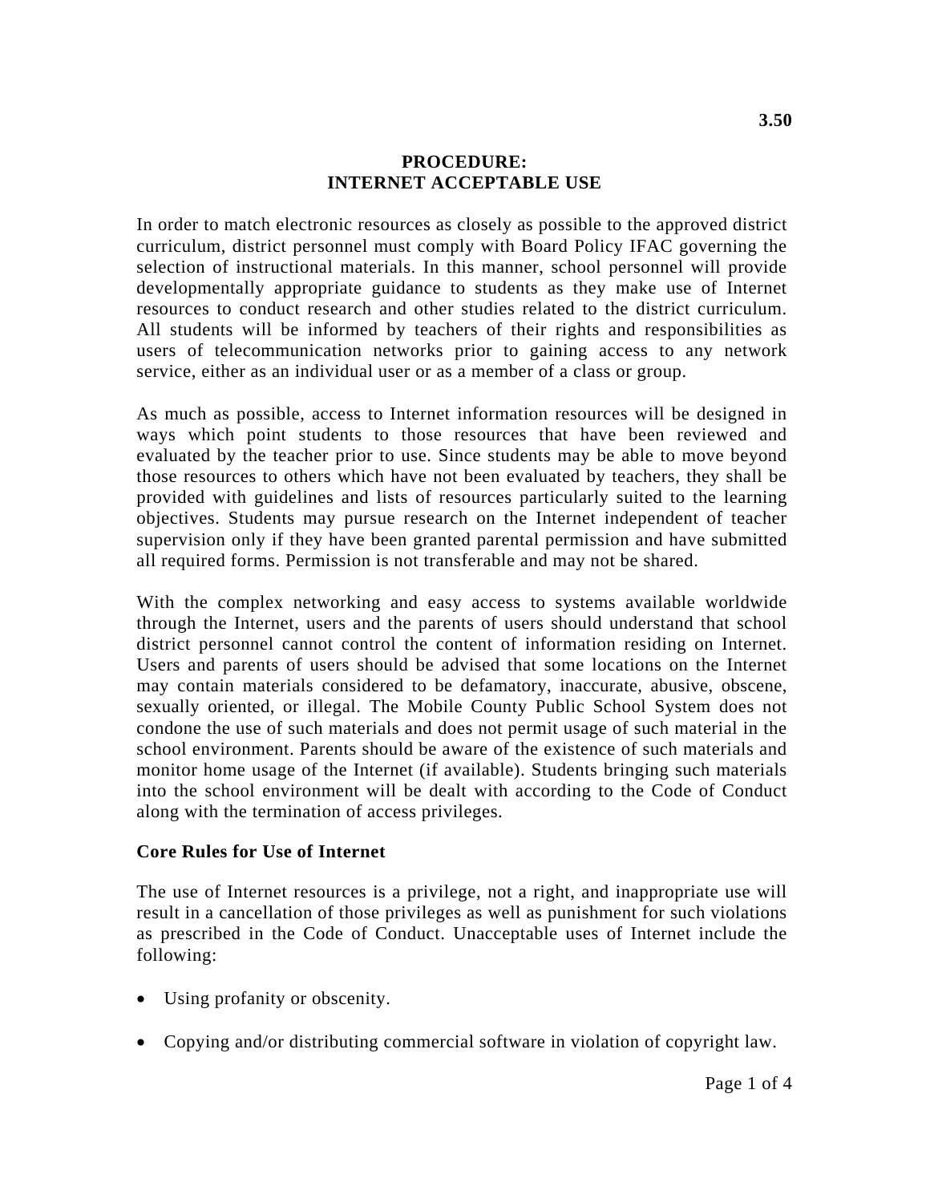# PROCEDURE: INTERNET ACCEPTABLE USE

In order to match electronic resources as closely as possible to the approved district curriculum, district personnel must comply with Board Policy IFAC governing the selection of instructional materials. In this manner, school personnel will provide developmentally appropriate guidance to students as they make use of Internet resources to conduct research and other studies related to the district curriculum. All students will be informed by teachers of their rights and responsibilities as users of telecommunication networks prior to gaining access to any network service, either as an individual user or as a member of a class or group.

As much as possible, access to Internet information resources will be designed in ways which point students to those resources that have been reviewed and evaluated by the teacher prior to use. Since students may be able to move beyond those resources to others which have not been evaluated by teachers, they shall be provided with guidelines and lists of resources particularly suited to the learning objectives. Students may pursue research on the Internet independent of teacher supervision only if they have been granted parental permission and have submitted all required forms. Permission is not transferable and may not be shared.

With the complex networking and easy access to systems available worldwide through the Internet, users and the parents of users should understand that school district personnel cannot control the content of information residing on Internet. Users and parents of users should be advised that some locations on the Internet may contain materials considered to be defamatory, inaccurate, abusive, obscene, sexually oriented, or illegal. The Mobile County Public School System does not condone the use of such materials and does not permit usage of such material in the school environment. Parents should be aware of the existence of such materials and monitor home usage of the Internet (if available). Students bringing such materials into the school environment will be dealt with according to the Code of Conduct along with the termination of access privileges.

**Core Rules for Use of Internet**

The use of Internet resources is a privilege, not a right, and inappropriate use will result in a cancellation of those privileges as well as punishment for such violations as prescribed in the Code of Conduct. Unacceptable uses of Internet include the following:

- Using profanity or obscenity.
- Copying and/or distributing commercial software in violation of copyright law.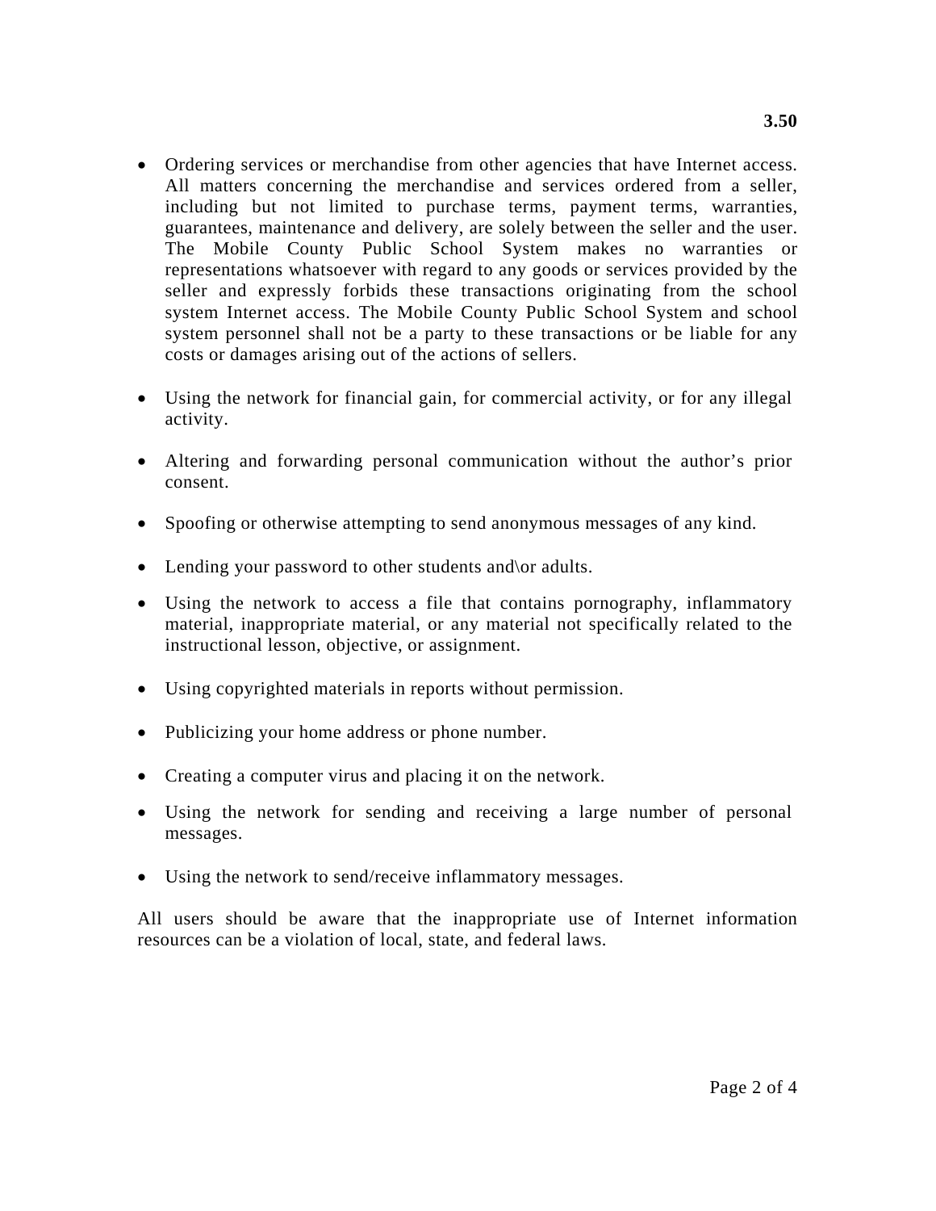- Ordering services or merchandise from other agencies that have Internet access. All matters concerning the merchandise and services ordered from a seller, including but not limited to purchase terms, payment terms, warranties, guarantees, maintenance and delivery, are solely between the seller and the user. The Mobile County Public School System makes no warranties or representations whatsoever with regard to any goods or services provided by the seller and expressly forbids these transactions originating from the school system Internet access. The Mobile County Public School System and school system personnel shall not be a party to these transactions or be liable for any costs or damages arising out of the actions of sellers.

- Using the network for financial gain, for commercial activity, or for any illegal activity.

- Altering and forwarding personal communication without the author's prior consent.

- Spoofing or otherwise attempting to send anonymous messages of any kind.

- Lending your password to other students and\or adults.

- Using the network to access a file that contains pornography, inflammatory material, inappropriate material, or any material not specifically related to the instructional lesson, objective, or assignment.

- Using copyrighted materials in reports without permission.

- Publicizing your home address or phone number.

- Creating a computer virus and placing it on the network.

- Using the network for sending and receiving a large number of personal messages.

- Using the network to send/receive inflammatory messages.

All users should be aware that the inappropriate use of Internet information resources can be a violation of local, state, and federal laws.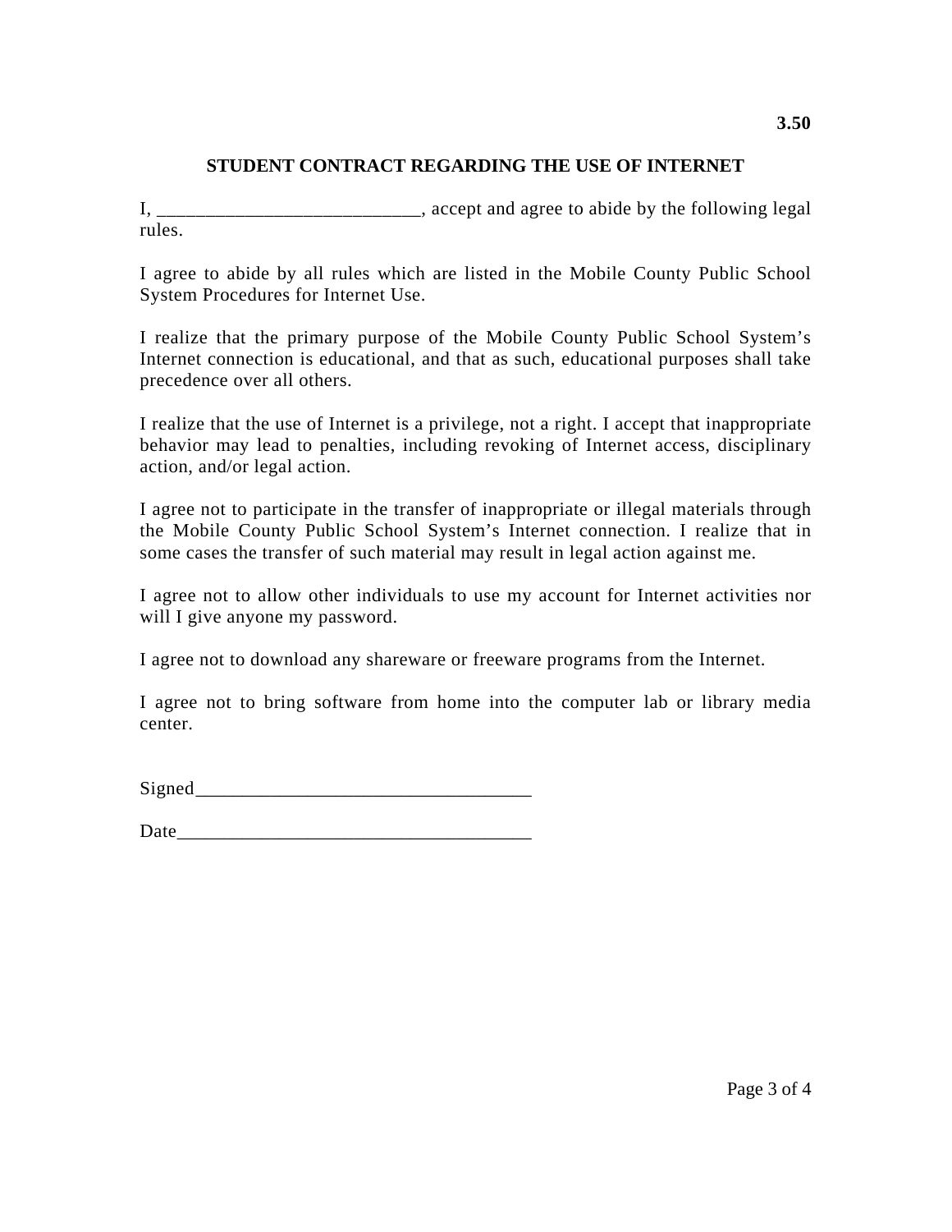**3.50**

## STUDENT CONTRACT REGARDING THE USE OF INTERNET

I, ___________________________, accept and agree to abide by the following legal rules.

I agree to abide by all rules which are listed in the Mobile County Public School System Procedures for Internet Use.

I realize that the primary purpose of the Mobile County Public School System's Internet connection is educational, and that as such, educational purposes shall take precedence over all others.

I realize that the use of Internet is a privilege, not a right. I accept that inappropriate behavior may lead to penalties, including revoking of Internet access, disciplinary action, and/or legal action.

I agree not to participate in the transfer of inappropriate or illegal materials through the Mobile County Public School System's Internet connection. I realize that in some cases the transfer of such material may result in legal action against me.

I agree not to allow other individuals to use my account for Internet activities nor will I give anyone my password.

I agree not to download any shareware or freeware programs from the Internet.

I agree not to bring software from home into the computer lab or library media center.

Signed___________________________________

Date_____________________________________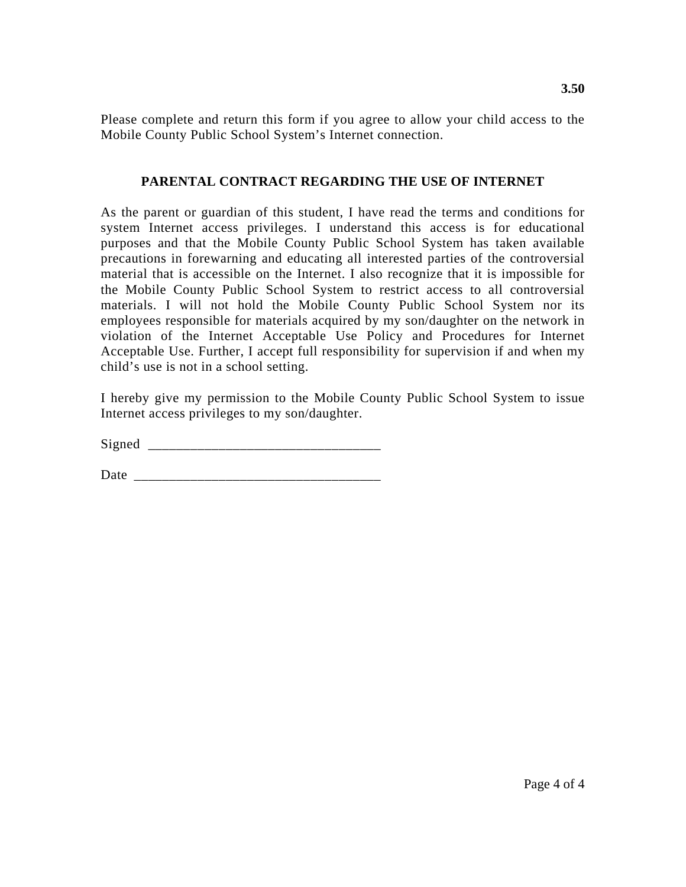**3.50**

Please complete and return this form if you agree to allow your child access to the Mobile County Public School System's Internet connection.

## PARENTAL CONTRACT REGARDING THE USE OF INTERNET

As the parent or guardian of this student, I have read the terms and conditions for system Internet access privileges. I understand this access is for educational purposes and that the Mobile County Public School System has taken available precautions in forewarning and educating all interested parties of the controversial material that is accessible on the Internet. I also recognize that it is impossible for the Mobile County Public School System to restrict access to all controversial materials. I will not hold the Mobile County Public School System nor its employees responsible for materials acquired by my son/daughter on the network in violation of the Internet Acceptable Use Policy and Procedures for Internet Acceptable Use. Further, I accept full responsibility for supervision if and when my child's use is not in a school setting.

I hereby give my permission to the Mobile County Public School System to issue Internet access privileges to my son/daughter.

Signed _________________________________

Date ___________________________________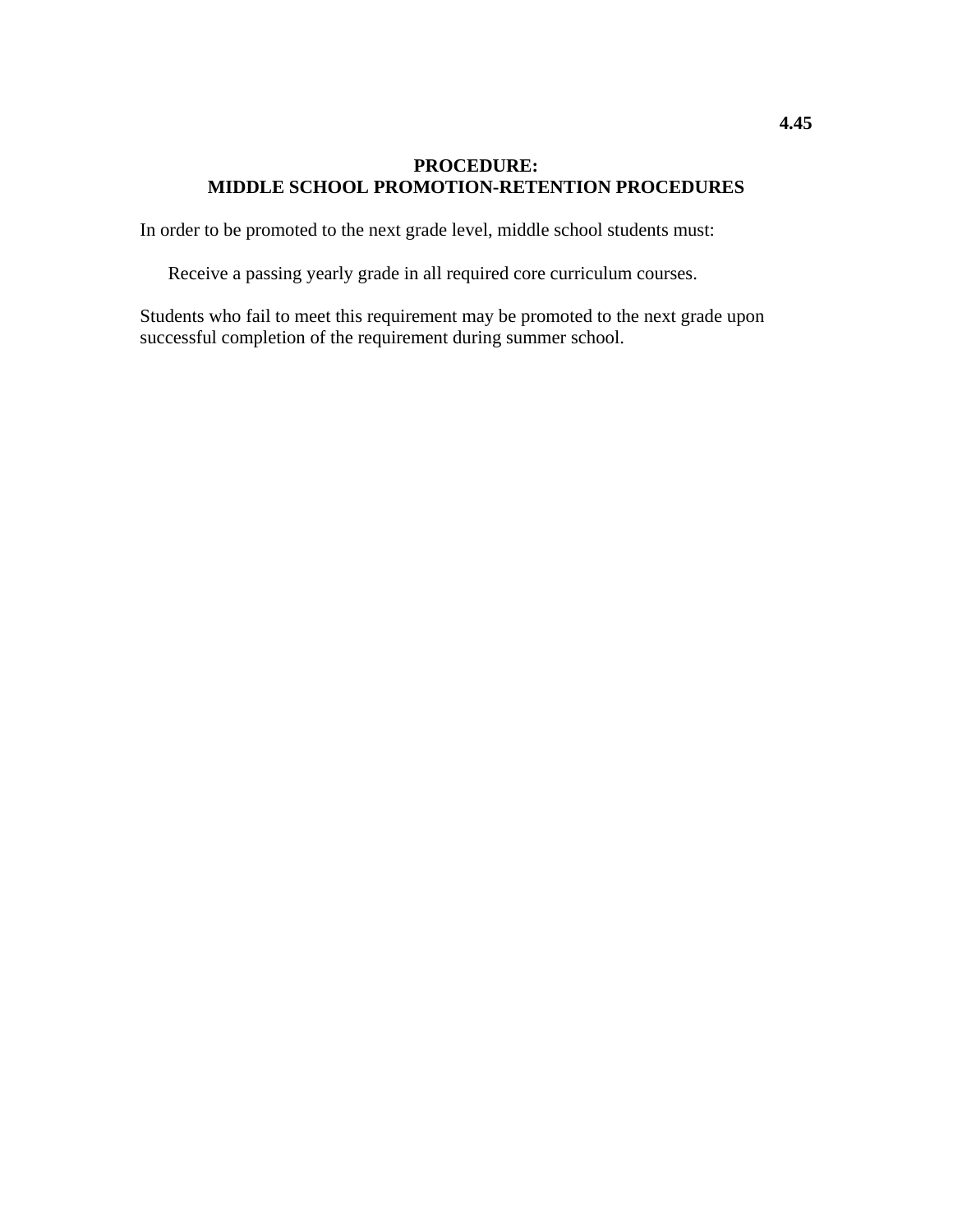**4.45**

# PROCEDURE:
# MIDDLE SCHOOL PROMOTION-RETENTION PROCEDURES

In order to be promoted to the next grade level, middle school students must:

Receive a passing yearly grade in all required core curriculum courses.

Students who fail to meet this requirement may be promoted to the next grade upon successful completion of the requirement during summer school.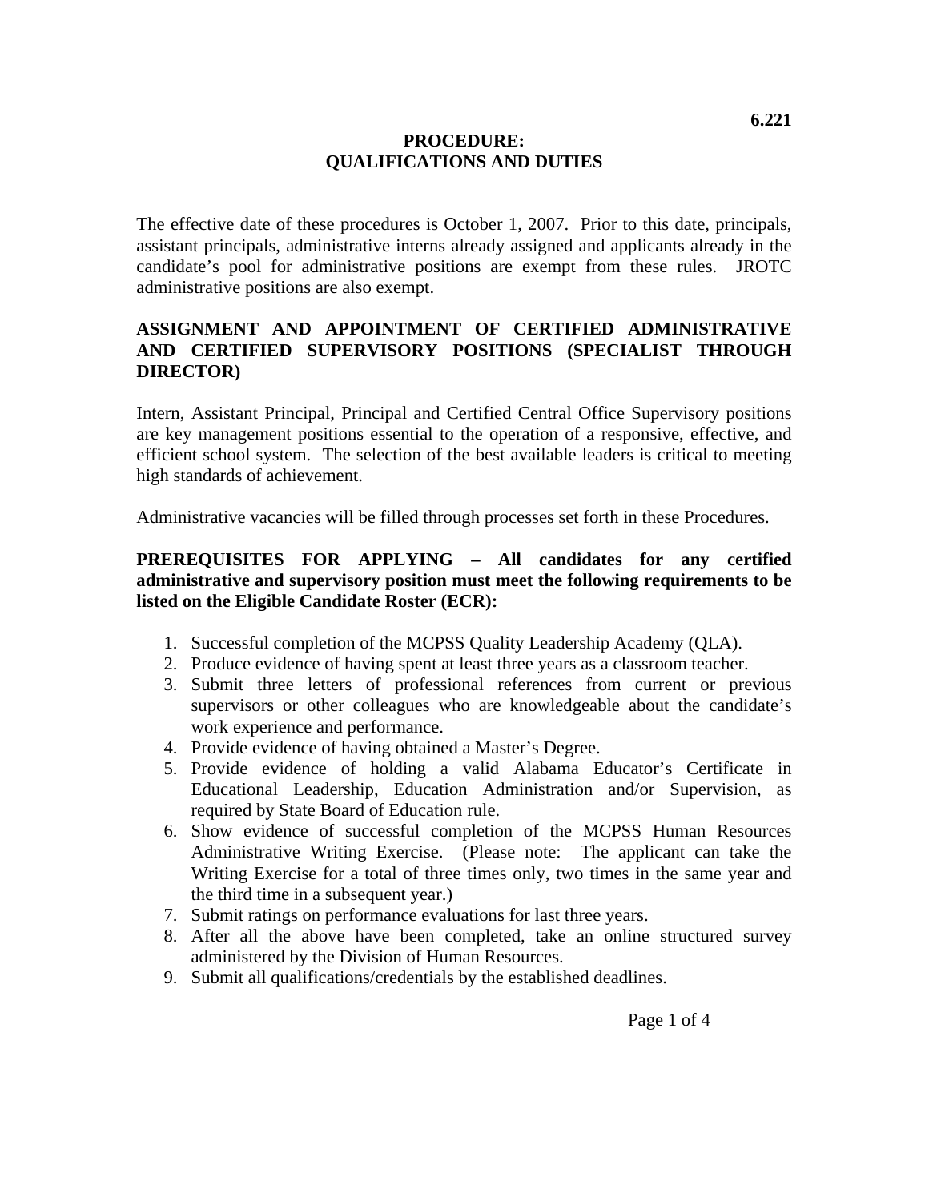6.221

# PROCEDURE:
# QUALIFICATIONS AND DUTIES

The effective date of these procedures is October 1, 2007. Prior to this date, principals, assistant principals, administrative interns already assigned and applicants already in the candidate's pool for administrative positions are exempt from these rules. JROTC administrative positions are also exempt.

## ASSIGNMENT AND APPOINTMENT OF CERTIFIED ADMINISTRATIVE AND CERTIFIED SUPERVISORY POSITIONS (SPECIALIST THROUGH DIRECTOR)

Intern, Assistant Principal, Principal and Certified Central Office Supervisory positions are key management positions essential to the operation of a responsive, effective, and efficient school system. The selection of the best available leaders is critical to meeting high standards of achievement.

Administrative vacancies will be filled through processes set forth in these Procedures.

**PREREQUISITES FOR APPLYING – All candidates for any certified administrative and supervisory position must meet the following requirements to be listed on the Eligible Candidate Roster (ECR):**

1. Successful completion of the MCPSS Quality Leadership Academy (QLA).
2. Produce evidence of having spent at least three years as a classroom teacher.
3. Submit three letters of professional references from current or previous supervisors or other colleagues who are knowledgeable about the candidate's work experience and performance.
4. Provide evidence of having obtained a Master's Degree.
5. Provide evidence of holding a valid Alabama Educator's Certificate in Educational Leadership, Education Administration and/or Supervision, as required by State Board of Education rule.
6. Show evidence of successful completion of the MCPSS Human Resources Administrative Writing Exercise. (Please note: The applicant can take the Writing Exercise for a total of three times only, two times in the same year and the third time in a subsequent year.)
7. Submit ratings on performance evaluations for last three years.
8. After all the above have been completed, take an online structured survey administered by the Division of Human Resources.
9. Submit all qualifications/credentials by the established deadlines.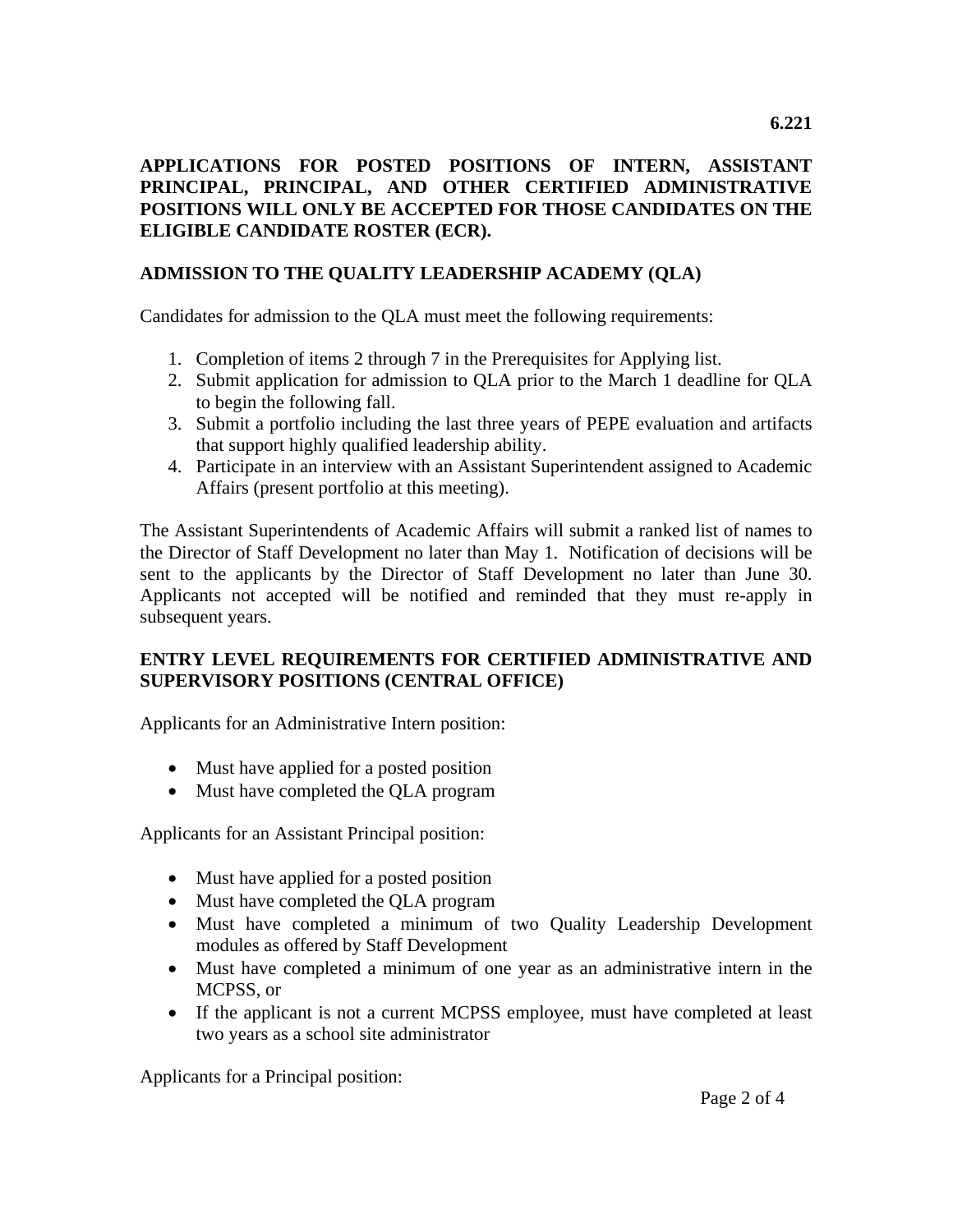**APPLICATIONS FOR POSTED POSITIONS OF INTERN, ASSISTANT PRINCIPAL, PRINCIPAL, AND OTHER CERTIFIED ADMINISTRATIVE POSITIONS WILL ONLY BE ACCEPTED FOR THOSE CANDIDATES ON THE ELIGIBLE CANDIDATE ROSTER (ECR).**

**ADMISSION TO THE QUALITY LEADERSHIP ACADEMY (QLA)**

Candidates for admission to the QLA must meet the following requirements:

1. Completion of items 2 through 7 in the Prerequisites for Applying list.
2. Submit application for admission to QLA prior to the March 1 deadline for QLA to begin the following fall.
3. Submit a portfolio including the last three years of PEPE evaluation and artifacts that support highly qualified leadership ability.
4. Participate in an interview with an Assistant Superintendent assigned to Academic Affairs (present portfolio at this meeting).

The Assistant Superintendents of Academic Affairs will submit a ranked list of names to the Director of Staff Development no later than May 1. Notification of decisions will be sent to the applicants by the Director of Staff Development no later than June 30. Applicants not accepted will be notified and reminded that they must re-apply in subsequent years.

**ENTRY LEVEL REQUIREMENTS FOR CERTIFIED ADMINISTRATIVE AND SUPERVISORY POSITIONS (CENTRAL OFFICE)**

Applicants for an Administrative Intern position:

- Must have applied for a posted position
- Must have completed the QLA program

Applicants for an Assistant Principal position:

- Must have applied for a posted position
- Must have completed the QLA program
- Must have completed a minimum of two Quality Leadership Development modules as offered by Staff Development
- Must have completed a minimum of one year as an administrative intern in the MCPSS, or
- If the applicant is not a current MCPSS employee, must have completed at least two years as a school site administrator

Applicants for a Principal position: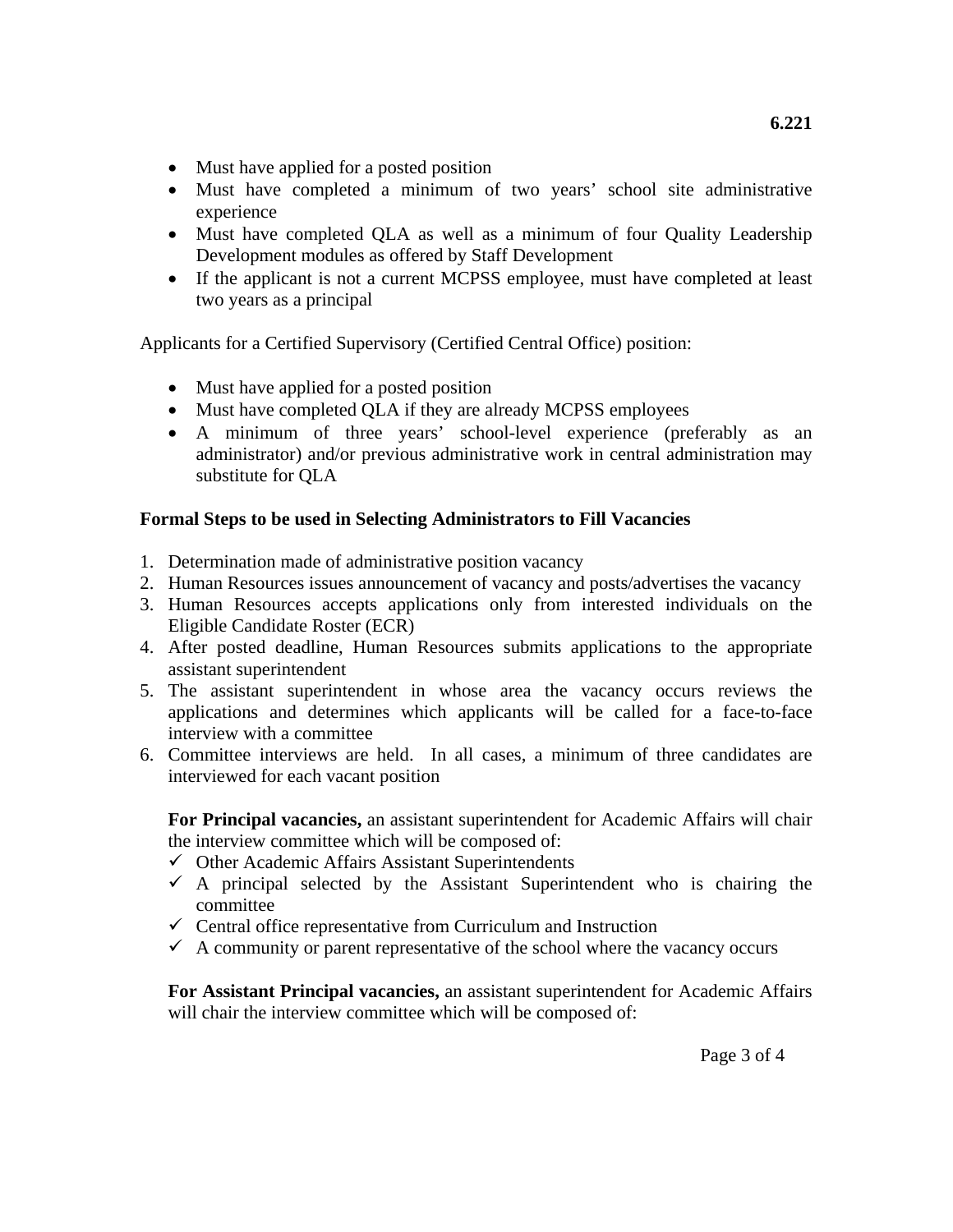- Must have applied for a posted position
- Must have completed a minimum of two years' school site administrative experience
- Must have completed QLA as well as a minimum of four Quality Leadership Development modules as offered by Staff Development
- If the applicant is not a current MCPSS employee, must have completed at least two years as a principal

Applicants for a Certified Supervisory (Certified Central Office) position:

- Must have applied for a posted position
- Must have completed QLA if they are already MCPSS employees
- A minimum of three years' school-level experience (preferably as an administrator) and/or previous administrative work in central administration may substitute for QLA

**Formal Steps to be used in Selecting Administrators to Fill Vacancies**

1. Determination made of administrative position vacancy
2. Human Resources issues announcement of vacancy and posts/advertises the vacancy
3. Human Resources accepts applications only from interested individuals on the Eligible Candidate Roster (ECR)
4. After posted deadline, Human Resources submits applications to the appropriate assistant superintendent
5. The assistant superintendent in whose area the vacancy occurs reviews the applications and determines which applicants will be called for a face-to-face interview with a committee
6. Committee interviews are held. In all cases, a minimum of three candidates are interviewed for each vacant position

   **For Principal vacancies,** an assistant superintendent for Academic Affairs will chair the interview committee which will be composed of:
   - ✓ Other Academic Affairs Assistant Superintendents
   - ✓ A principal selected by the Assistant Superintendent who is chairing the committee
   - ✓ Central office representative from Curriculum and Instruction
   - ✓ A community or parent representative of the school where the vacancy occurs

   **For Assistant Principal vacancies,** an assistant superintendent for Academic Affairs will chair the interview committee which will be composed of: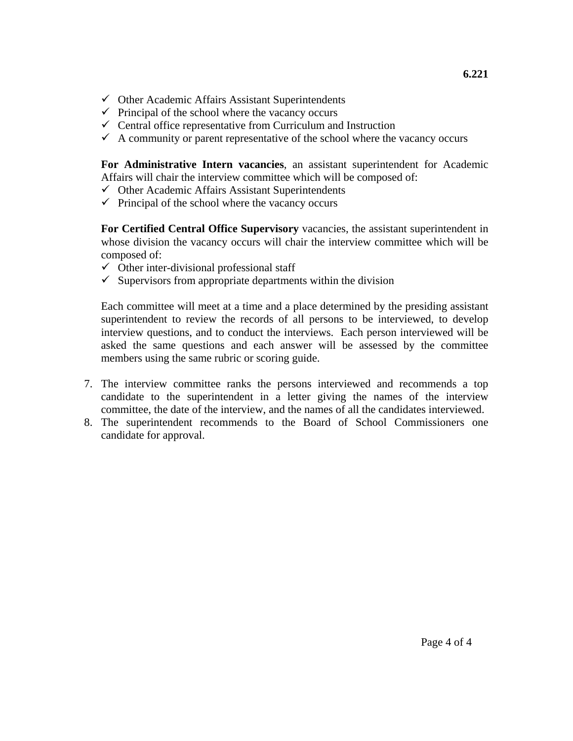- ✓ Other Academic Affairs Assistant Superintendents
- ✓ Principal of the school where the vacancy occurs
- ✓ Central office representative from Curriculum and Instruction
- ✓ A community or parent representative of the school where the vacancy occurs

**For Administrative Intern vacancies**, an assistant superintendent for Academic Affairs will chair the interview committee which will be composed of:

- ✓ Other Academic Affairs Assistant Superintendents
- ✓ Principal of the school where the vacancy occurs

**For Certified Central Office Supervisory** vacancies, the assistant superintendent in whose division the vacancy occurs will chair the interview committee which will be composed of:

- ✓ Other inter-divisional professional staff
- ✓ Supervisors from appropriate departments within the division

Each committee will meet at a time and a place determined by the presiding assistant superintendent to review the records of all persons to be interviewed, to develop interview questions, and to conduct the interviews. Each person interviewed will be asked the same questions and each answer will be assessed by the committee members using the same rubric or scoring guide.

7. The interview committee ranks the persons interviewed and recommends a top candidate to the superintendent in a letter giving the names of the interview committee, the date of the interview, and the names of all the candidates interviewed.
8. The superintendent recommends to the Board of School Commissioners one candidate for approval.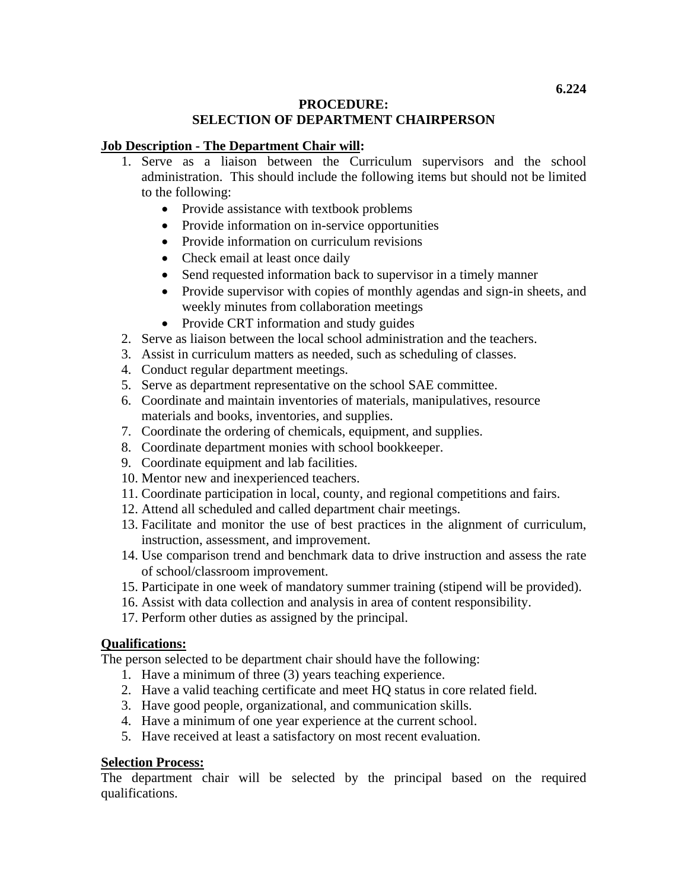6.224

# PROCEDURE: SELECTION OF DEPARTMENT CHAIRPERSON

**Job Description - The Department Chair will:**

1. Serve as a liaison between the Curriculum supervisors and the school administration. This should include the following items but should not be limited to the following:
   - Provide assistance with textbook problems
   - Provide information on in-service opportunities
   - Provide information on curriculum revisions
   - Check email at least once daily
   - Send requested information back to supervisor in a timely manner
   - Provide supervisor with copies of monthly agendas and sign-in sheets, and weekly minutes from collaboration meetings
   - Provide CRT information and study guides
2. Serve as liaison between the local school administration and the teachers.
3. Assist in curriculum matters as needed, such as scheduling of classes.
4. Conduct regular department meetings.
5. Serve as department representative on the school SAE committee.
6. Coordinate and maintain inventories of materials, manipulatives, resource materials and books, inventories, and supplies.
7. Coordinate the ordering of chemicals, equipment, and supplies.
8. Coordinate department monies with school bookkeeper.
9. Coordinate equipment and lab facilities.
10. Mentor new and inexperienced teachers.
11. Coordinate participation in local, county, and regional competitions and fairs.
12. Attend all scheduled and called department chair meetings.
13. Facilitate and monitor the use of best practices in the alignment of curriculum, instruction, assessment, and improvement.
14. Use comparison trend and benchmark data to drive instruction and assess the rate of school/classroom improvement.
15. Participate in one week of mandatory summer training (stipend will be provided).
16. Assist with data collection and analysis in area of content responsibility.
17. Perform other duties as assigned by the principal.

**Qualifications:**

The person selected to be department chair should have the following:

1. Have a minimum of three (3) years teaching experience.
2. Have a valid teaching certificate and meet HQ status in core related field.
3. Have good people, organizational, and communication skills.
4. Have a minimum of one year experience at the current school.
5. Have received at least a satisfactory on most recent evaluation.

**Selection Process:**

The department chair will be selected by the principal based on the required qualifications.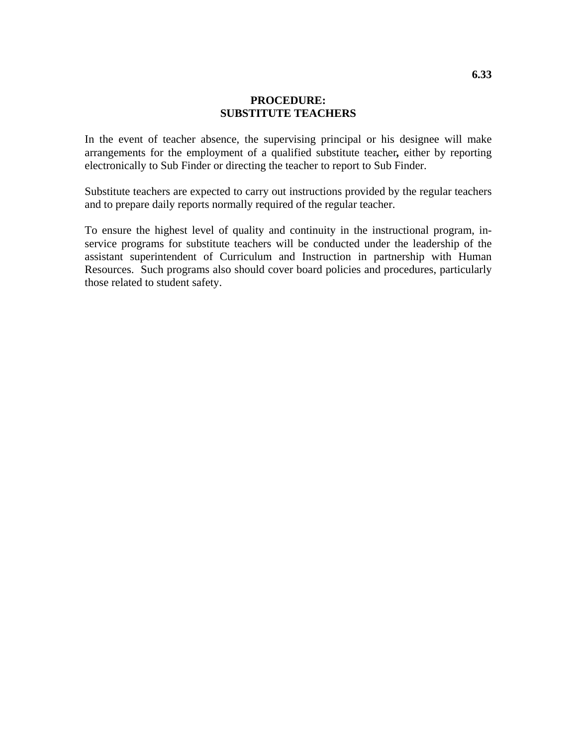6.33

# PROCEDURE: SUBSTITUTE TEACHERS

In the event of teacher absence, the supervising principal or his designee will make arrangements for the employment of a qualified substitute teacher**,** either by reporting electronically to Sub Finder or directing the teacher to report to Sub Finder.

Substitute teachers are expected to carry out instructions provided by the regular teachers and to prepare daily reports normally required of the regular teacher.

To ensure the highest level of quality and continuity in the instructional program, in-service programs for substitute teachers will be conducted under the leadership of the assistant superintendent of Curriculum and Instruction in partnership with Human Resources. Such programs also should cover board policies and procedures, particularly those related to student safety.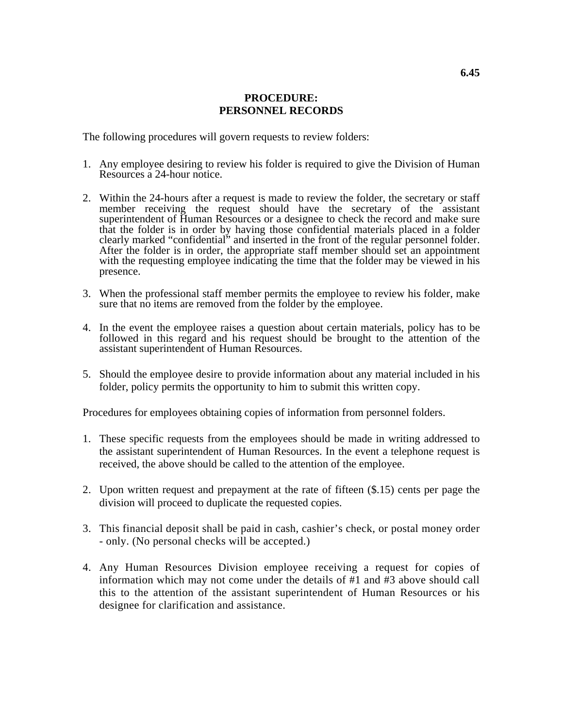**6.45**

# PROCEDURE: PERSONNEL RECORDS

The following procedures will govern requests to review folders:

1. Any employee desiring to review his folder is required to give the Division of Human Resources a 24-hour notice.

2. Within the 24-hours after a request is made to review the folder, the secretary or staff member receiving the request should have the secretary of the assistant superintendent of Human Resources or a designee to check the record and make sure that the folder is in order by having those confidential materials placed in a folder clearly marked "confidential" and inserted in the front of the regular personnel folder. After the folder is in order, the appropriate staff member should set an appointment with the requesting employee indicating the time that the folder may be viewed in his presence.

3. When the professional staff member permits the employee to review his folder, make sure that no items are removed from the folder by the employee.

4. In the event the employee raises a question about certain materials, policy has to be followed in this regard and his request should be brought to the attention of the assistant superintendent of Human Resources.

5. Should the employee desire to provide information about any material included in his folder, policy permits the opportunity to him to submit this written copy.

Procedures for employees obtaining copies of information from personnel folders.

1. These specific requests from the employees should be made in writing addressed to the assistant superintendent of Human Resources. In the event a telephone request is received, the above should be called to the attention of the employee.

2. Upon written request and prepayment at the rate of fifteen ($.15) cents per page the division will proceed to duplicate the requested copies.

3. This financial deposit shall be paid in cash, cashier's check, or postal money order - only. (No personal checks will be accepted.)

4. Any Human Resources Division employee receiving a request for copies of information which may not come under the details of #1 and #3 above should call this to the attention of the assistant superintendent of Human Resources or his designee for clarification and assistance.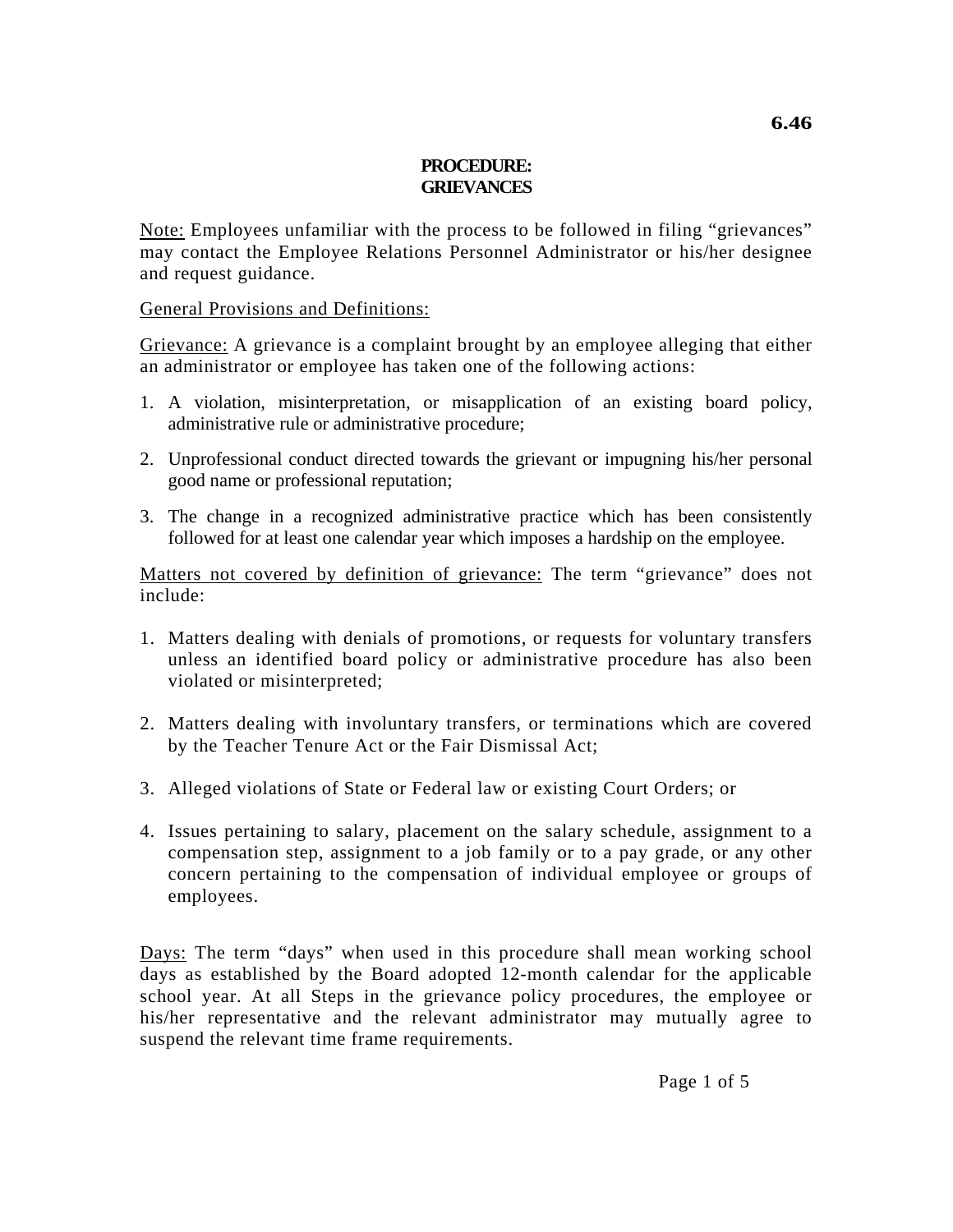**6.46**

**PROCEDURE:**
**GRIEVANCES**

Note: Employees unfamiliar with the process to be followed in filing "grievances" may contact the Employee Relations Personnel Administrator or his/her designee and request guidance.

General Provisions and Definitions:

Grievance: A grievance is a complaint brought by an employee alleging that either an administrator or employee has taken one of the following actions:

1. A violation, misinterpretation, or misapplication of an existing board policy, administrative rule or administrative procedure;
2. Unprofessional conduct directed towards the grievant or impugning his/her personal good name or professional reputation;
3. The change in a recognized administrative practice which has been consistently followed for at least one calendar year which imposes a hardship on the employee.

Matters not covered by definition of grievance: The term "grievance" does not include:

1. Matters dealing with denials of promotions, or requests for voluntary transfers unless an identified board policy or administrative procedure has also been violated or misinterpreted;
2. Matters dealing with involuntary transfers, or terminations which are covered by the Teacher Tenure Act or the Fair Dismissal Act;
3. Alleged violations of State or Federal law or existing Court Orders; or
4. Issues pertaining to salary, placement on the salary schedule, assignment to a compensation step, assignment to a job family or to a pay grade, or any other concern pertaining to the compensation of individual employee or groups of employees.

Days: The term "days" when used in this procedure shall mean working school days as established by the Board adopted 12-month calendar for the applicable school year. At all Steps in the grievance policy procedures, the employee or his/her representative and the relevant administrator may mutually agree to suspend the relevant time frame requirements.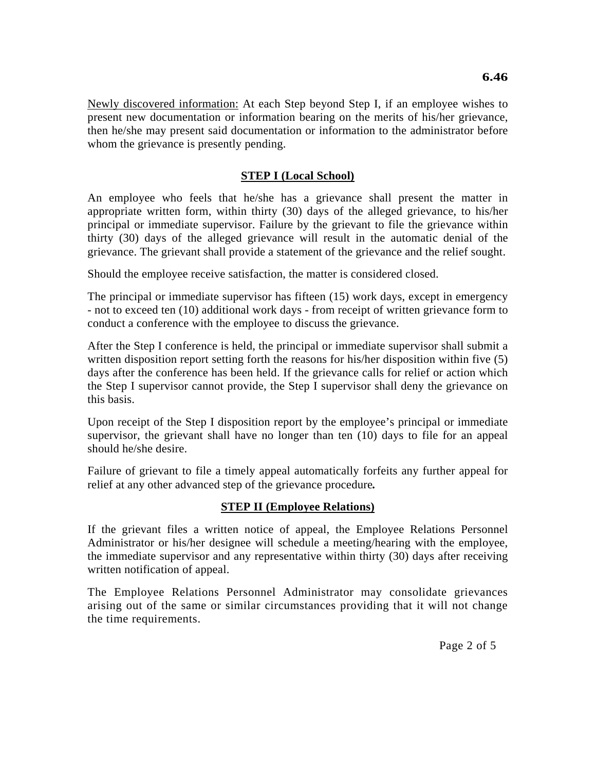Newly discovered information: At each Step beyond Step I, if an employee wishes to present new documentation or information bearing on the merits of his/her grievance, then he/she may present said documentation or information to the administrator before whom the grievance is presently pending.

## STEP I (Local School)

An employee who feels that he/she has a grievance shall present the matter in appropriate written form, within thirty (30) days of the alleged grievance, to his/her principal or immediate supervisor. Failure by the grievant to file the grievance within thirty (30) days of the alleged grievance will result in the automatic denial of the grievance. The grievant shall provide a statement of the grievance and the relief sought.

Should the employee receive satisfaction, the matter is considered closed.

The principal or immediate supervisor has fifteen (15) work days, except in emergency - not to exceed ten (10) additional work days - from receipt of written grievance form to conduct a conference with the employee to discuss the grievance.

After the Step I conference is held, the principal or immediate supervisor shall submit a written disposition report setting forth the reasons for his/her disposition within five (5) days after the conference has been held. If the grievance calls for relief or action which the Step I supervisor cannot provide, the Step I supervisor shall deny the grievance on this basis.

Upon receipt of the Step I disposition report by the employee's principal or immediate supervisor, the grievant shall have no longer than ten (10) days to file for an appeal should he/she desire.

Failure of grievant to file a timely appeal automatically forfeits any further appeal for relief at any other advanced step of the grievance procedure**.**

## STEP II (Employee Relations)

If the grievant files a written notice of appeal, the Employee Relations Personnel Administrator or his/her designee will schedule a meeting/hearing with the employee, the immediate supervisor and any representative within thirty (30) days after receiving written notification of appeal.

The Employee Relations Personnel Administrator may consolidate grievances arising out of the same or similar circumstances providing that it will not change the time requirements.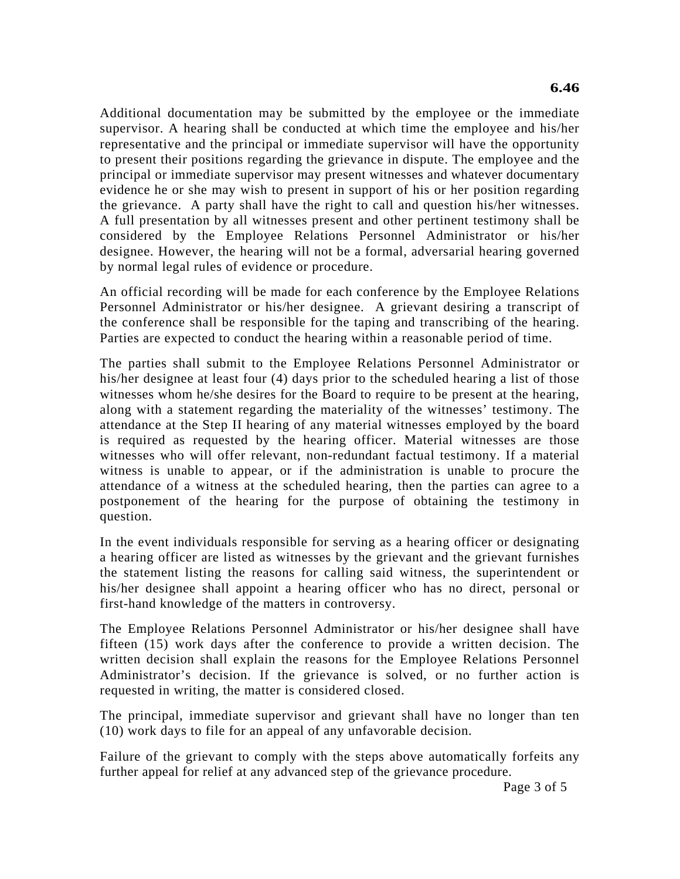Additional documentation may be submitted by the employee or the immediate supervisor. A hearing shall be conducted at which time the employee and his/her representative and the principal or immediate supervisor will have the opportunity to present their positions regarding the grievance in dispute. The employee and the principal or immediate supervisor may present witnesses and whatever documentary evidence he or she may wish to present in support of his or her position regarding the grievance. A party shall have the right to call and question his/her witnesses. A full presentation by all witnesses present and other pertinent testimony shall be considered by the Employee Relations Personnel Administrator or his/her designee. However, the hearing will not be a formal, adversarial hearing governed by normal legal rules of evidence or procedure.

An official recording will be made for each conference by the Employee Relations Personnel Administrator or his/her designee. A grievant desiring a transcript of the conference shall be responsible for the taping and transcribing of the hearing. Parties are expected to conduct the hearing within a reasonable period of time.

The parties shall submit to the Employee Relations Personnel Administrator or his/her designee at least four (4) days prior to the scheduled hearing a list of those witnesses whom he/she desires for the Board to require to be present at the hearing, along with a statement regarding the materiality of the witnesses' testimony. The attendance at the Step II hearing of any material witnesses employed by the board is required as requested by the hearing officer. Material witnesses are those witnesses who will offer relevant, non-redundant factual testimony. If a material witness is unable to appear, or if the administration is unable to procure the attendance of a witness at the scheduled hearing, then the parties can agree to a postponement of the hearing for the purpose of obtaining the testimony in question.

In the event individuals responsible for serving as a hearing officer or designating a hearing officer are listed as witnesses by the grievant and the grievant furnishes the statement listing the reasons for calling said witness, the superintendent or his/her designee shall appoint a hearing officer who has no direct, personal or first-hand knowledge of the matters in controversy.

The Employee Relations Personnel Administrator or his/her designee shall have fifteen (15) work days after the conference to provide a written decision. The written decision shall explain the reasons for the Employee Relations Personnel Administrator's decision. If the grievance is solved, or no further action is requested in writing, the matter is considered closed.

The principal, immediate supervisor and grievant shall have no longer than ten (10) work days to file for an appeal of any unfavorable decision.

Failure of the grievant to comply with the steps above automatically forfeits any further appeal for relief at any advanced step of the grievance procedure.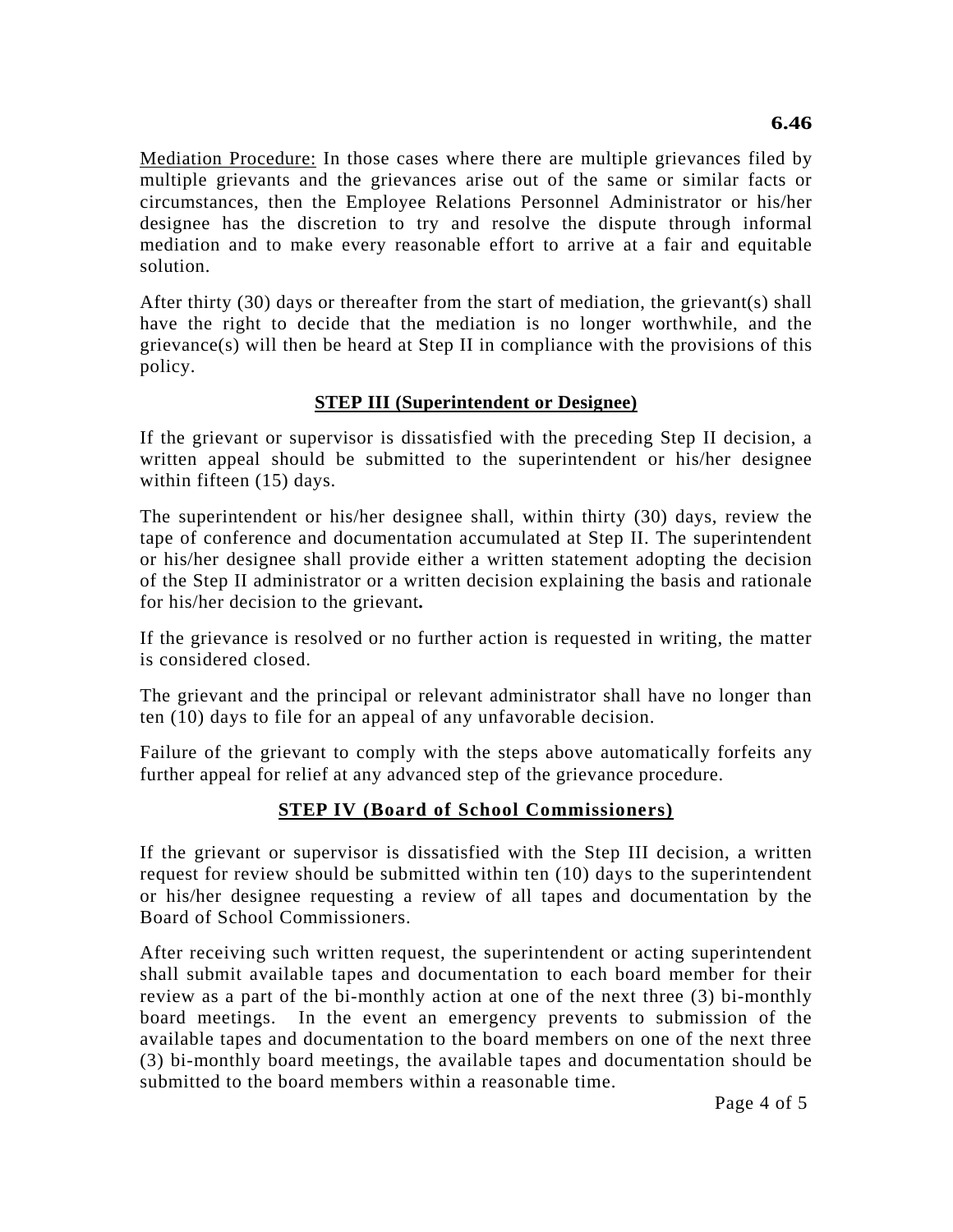Mediation Procedure: In those cases where there are multiple grievances filed by multiple grievants and the grievances arise out of the same or similar facts or circumstances, then the Employee Relations Personnel Administrator or his/her designee has the discretion to try and resolve the dispute through informal mediation and to make every reasonable effort to arrive at a fair and equitable solution.

After thirty (30) days or thereafter from the start of mediation, the grievant(s) shall have the right to decide that the mediation is no longer worthwhile, and the grievance(s) will then be heard at Step II in compliance with the provisions of this policy.

## STEP III (Superintendent or Designee)

If the grievant or supervisor is dissatisfied with the preceding Step II decision, a written appeal should be submitted to the superintendent or his/her designee within fifteen (15) days.

The superintendent or his/her designee shall, within thirty (30) days, review the tape of conference and documentation accumulated at Step II. The superintendent or his/her designee shall provide either a written statement adopting the decision of the Step II administrator or a written decision explaining the basis and rationale for his/her decision to the grievant**.**

If the grievance is resolved or no further action is requested in writing, the matter is considered closed.

The grievant and the principal or relevant administrator shall have no longer than ten (10) days to file for an appeal of any unfavorable decision.

Failure of the grievant to comply with the steps above automatically forfeits any further appeal for relief at any advanced step of the grievance procedure.

## STEP IV (Board of School Commissioners)

If the grievant or supervisor is dissatisfied with the Step III decision, a written request for review should be submitted within ten (10) days to the superintendent or his/her designee requesting a review of all tapes and documentation by the Board of School Commissioners.

After receiving such written request, the superintendent or acting superintendent shall submit available tapes and documentation to each board member for their review as a part of the bi-monthly action at one of the next three (3) bi-monthly board meetings. In the event an emergency prevents to submission of the available tapes and documentation to the board members on one of the next three (3) bi-monthly board meetings, the available tapes and documentation should be submitted to the board members within a reasonable time.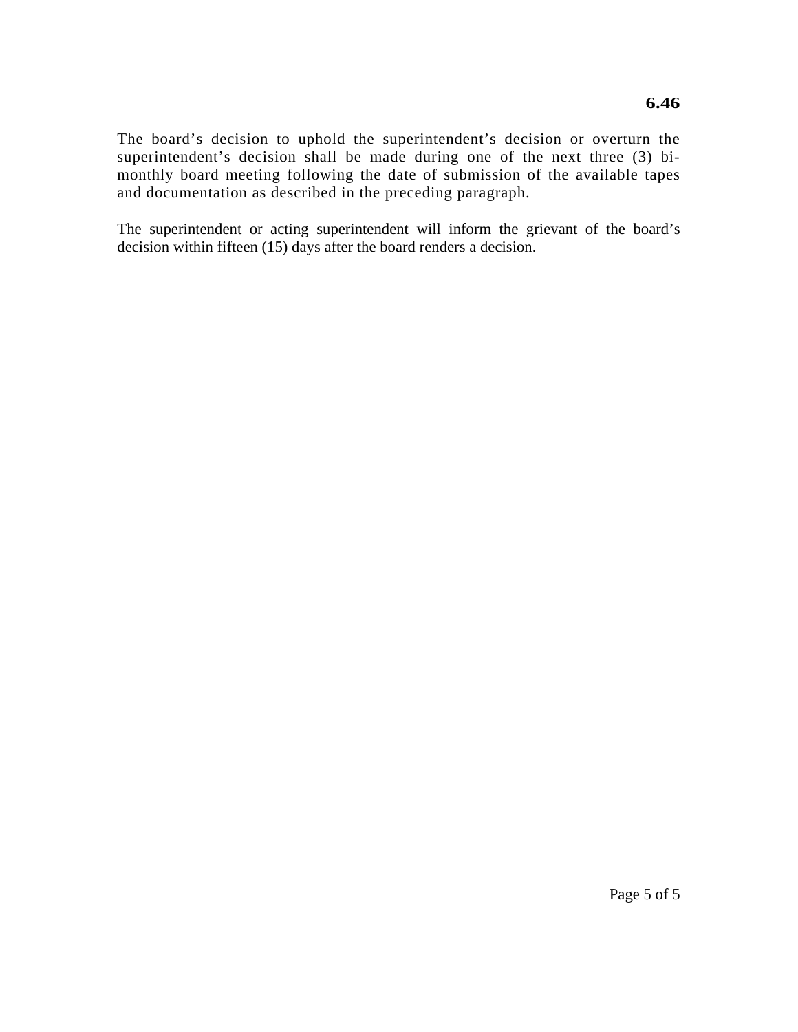The board's decision to uphold the superintendent's decision or overturn the superintendent's decision shall be made during one of the next three (3) bi-monthly board meeting following the date of submission of the available tapes and documentation as described in the preceding paragraph.

The superintendent or acting superintendent will inform the grievant of the board's decision within fifteen (15) days after the board renders a decision.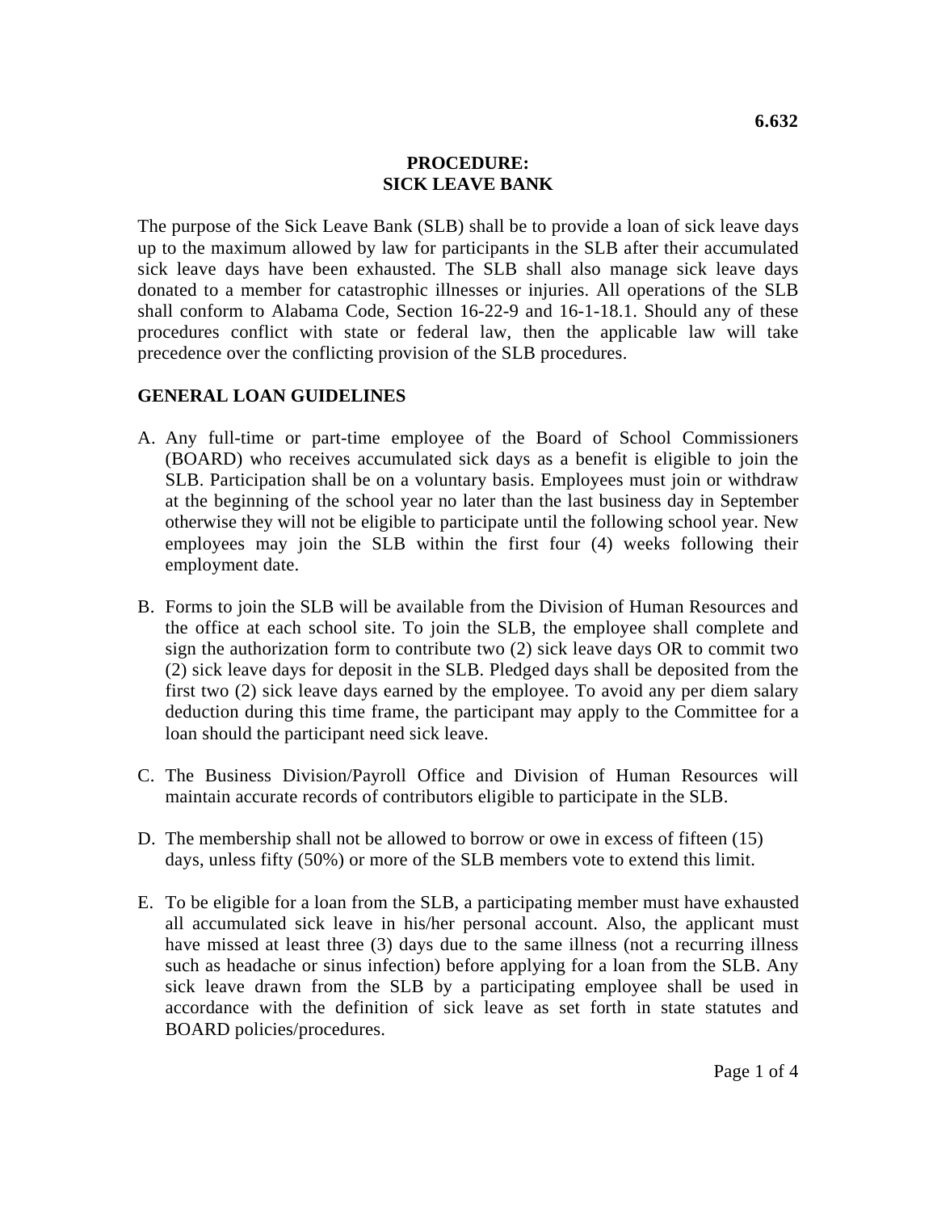6.632

# PROCEDURE: SICK LEAVE BANK

The purpose of the Sick Leave Bank (SLB) shall be to provide a loan of sick leave days up to the maximum allowed by law for participants in the SLB after their accumulated sick leave days have been exhausted. The SLB shall also manage sick leave days donated to a member for catastrophic illnesses or injuries. All operations of the SLB shall conform to Alabama Code, Section 16-22-9 and 16-1-18.1. Should any of these procedures conflict with state or federal law, then the applicable law will take precedence over the conflicting provision of the SLB procedures.

## GENERAL LOAN GUIDELINES

A. Any full-time or part-time employee of the Board of School Commissioners (BOARD) who receives accumulated sick days as a benefit is eligible to join the SLB. Participation shall be on a voluntary basis. Employees must join or withdraw at the beginning of the school year no later than the last business day in September otherwise they will not be eligible to participate until the following school year. New employees may join the SLB within the first four (4) weeks following their employment date.

B. Forms to join the SLB will be available from the Division of Human Resources and the office at each school site. To join the SLB, the employee shall complete and sign the authorization form to contribute two (2) sick leave days OR to commit two (2) sick leave days for deposit in the SLB. Pledged days shall be deposited from the first two (2) sick leave days earned by the employee. To avoid any per diem salary deduction during this time frame, the participant may apply to the Committee for a loan should the participant need sick leave.

C. The Business Division/Payroll Office and Division of Human Resources will maintain accurate records of contributors eligible to participate in the SLB.

D. The membership shall not be allowed to borrow or owe in excess of fifteen (15) days, unless fifty (50%) or more of the SLB members vote to extend this limit.

E. To be eligible for a loan from the SLB, a participating member must have exhausted all accumulated sick leave in his/her personal account. Also, the applicant must have missed at least three (3) days due to the same illness (not a recurring illness such as headache or sinus infection) before applying for a loan from the SLB. Any sick leave drawn from the SLB by a participating employee shall be used in accordance with the definition of sick leave as set forth in state statutes and BOARD policies/procedures.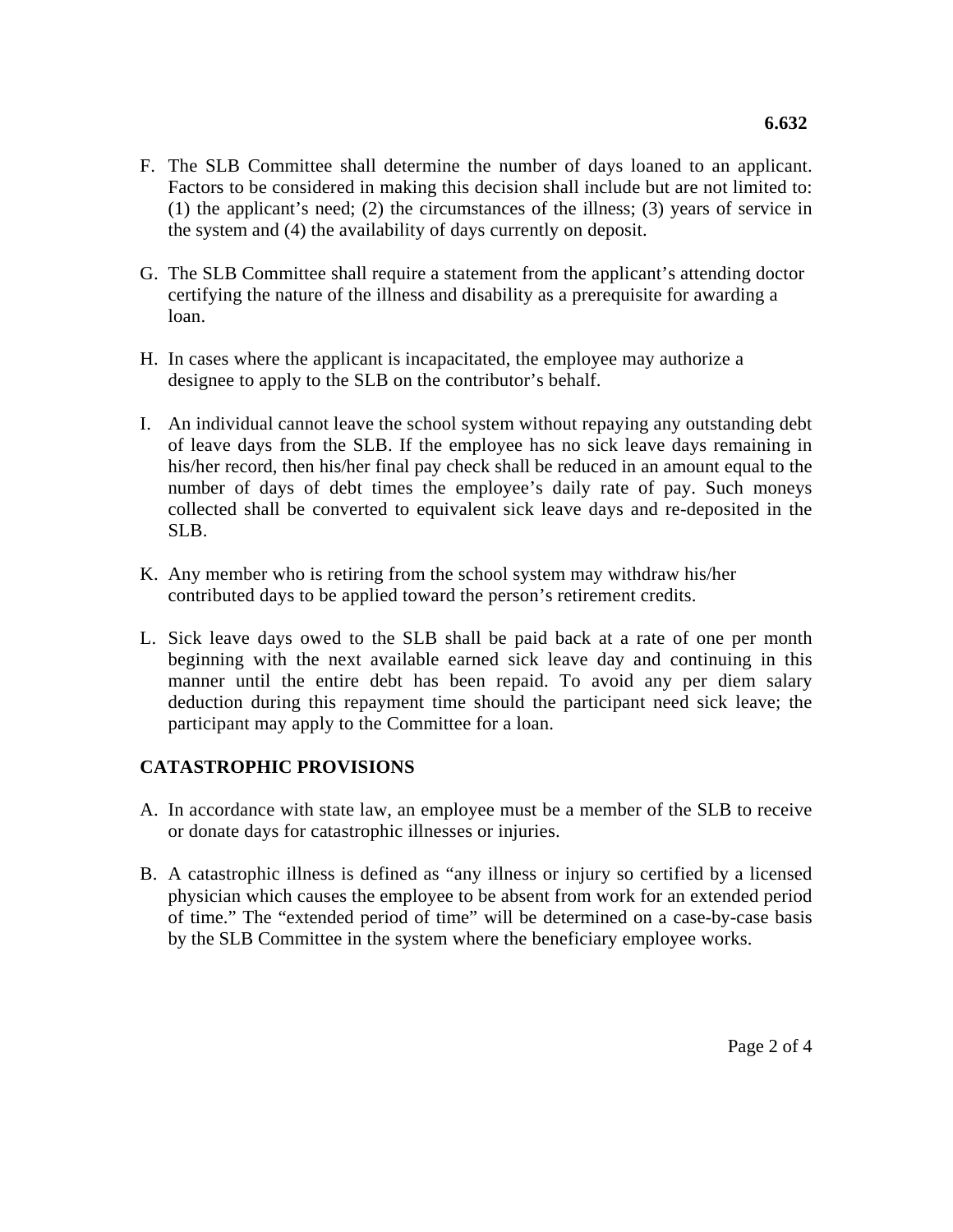F. The SLB Committee shall determine the number of days loaned to an applicant. Factors to be considered in making this decision shall include but are not limited to: (1) the applicant's need; (2) the circumstances of the illness; (3) years of service in the system and (4) the availability of days currently on deposit.

G. The SLB Committee shall require a statement from the applicant's attending doctor certifying the nature of the illness and disability as a prerequisite for awarding a loan.

H. In cases where the applicant is incapacitated, the employee may authorize a designee to apply to the SLB on the contributor's behalf.

I. An individual cannot leave the school system without repaying any outstanding debt of leave days from the SLB. If the employee has no sick leave days remaining in his/her record, then his/her final pay check shall be reduced in an amount equal to the number of days of debt times the employee's daily rate of pay. Such moneys collected shall be converted to equivalent sick leave days and re-deposited in the SLB.

K. Any member who is retiring from the school system may withdraw his/her contributed days to be applied toward the person's retirement credits.

L. Sick leave days owed to the SLB shall be paid back at a rate of one per month beginning with the next available earned sick leave day and continuing in this manner until the entire debt has been repaid. To avoid any per diem salary deduction during this repayment time should the participant need sick leave; the participant may apply to the Committee for a loan.

**CATASTROPHIC PROVISIONS**

A. In accordance with state law, an employee must be a member of the SLB to receive or donate days for catastrophic illnesses or injuries.

B. A catastrophic illness is defined as "any illness or injury so certified by a licensed physician which causes the employee to be absent from work for an extended period of time." The "extended period of time" will be determined on a case-by-case basis by the SLB Committee in the system where the beneficiary employee works.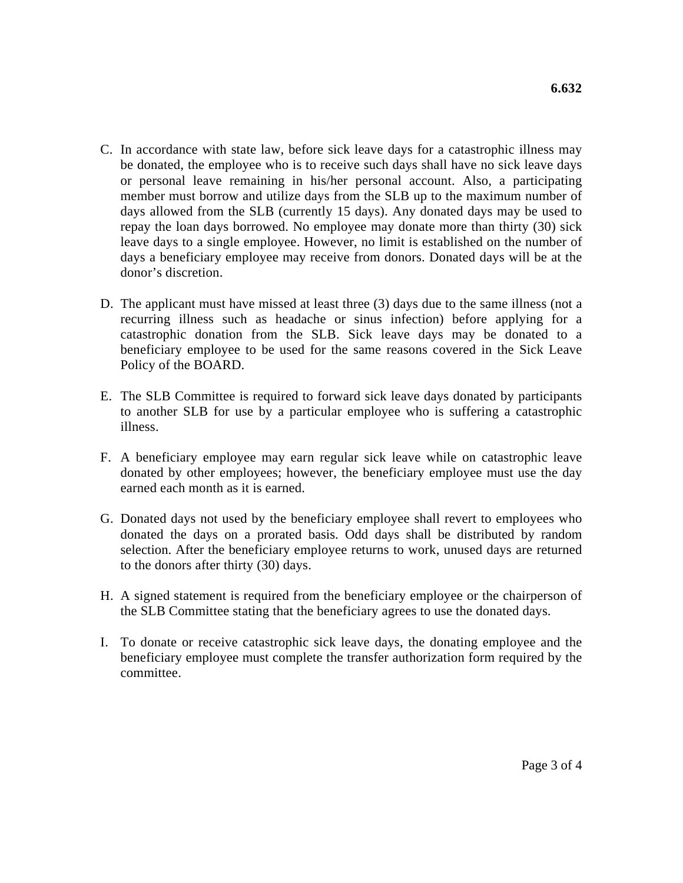C. In accordance with state law, before sick leave days for a catastrophic illness may be donated, the employee who is to receive such days shall have no sick leave days or personal leave remaining in his/her personal account. Also, a participating member must borrow and utilize days from the SLB up to the maximum number of days allowed from the SLB (currently 15 days). Any donated days may be used to repay the loan days borrowed. No employee may donate more than thirty (30) sick leave days to a single employee. However, no limit is established on the number of days a beneficiary employee may receive from donors. Donated days will be at the donor's discretion.

D. The applicant must have missed at least three (3) days due to the same illness (not a recurring illness such as headache or sinus infection) before applying for a catastrophic donation from the SLB. Sick leave days may be donated to a beneficiary employee to be used for the same reasons covered in the Sick Leave Policy of the BOARD.

E. The SLB Committee is required to forward sick leave days donated by participants to another SLB for use by a particular employee who is suffering a catastrophic illness.

F. A beneficiary employee may earn regular sick leave while on catastrophic leave donated by other employees; however, the beneficiary employee must use the day earned each month as it is earned.

G. Donated days not used by the beneficiary employee shall revert to employees who donated the days on a prorated basis. Odd days shall be distributed by random selection. After the beneficiary employee returns to work, unused days are returned to the donors after thirty (30) days.

H. A signed statement is required from the beneficiary employee or the chairperson of the SLB Committee stating that the beneficiary agrees to use the donated days.

I. To donate or receive catastrophic sick leave days, the donating employee and the beneficiary employee must complete the transfer authorization form required by the committee.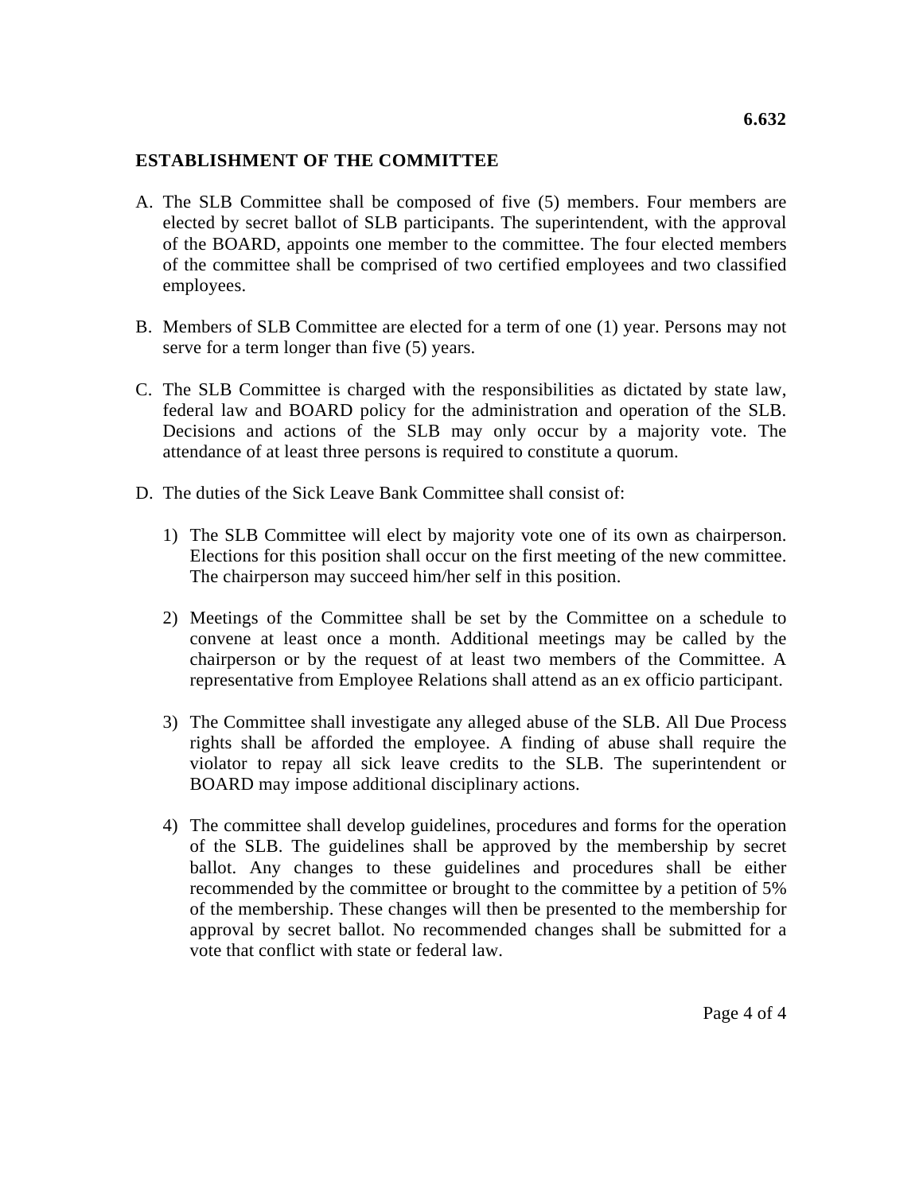## ESTABLISHMENT OF THE COMMITTEE

A. The SLB Committee shall be composed of five (5) members. Four members are elected by secret ballot of SLB participants. The superintendent, with the approval of the BOARD, appoints one member to the committee. The four elected members of the committee shall be comprised of two certified employees and two classified employees.

B. Members of SLB Committee are elected for a term of one (1) year. Persons may not serve for a term longer than five (5) years.

C. The SLB Committee is charged with the responsibilities as dictated by state law, federal law and BOARD policy for the administration and operation of the SLB. Decisions and actions of the SLB may only occur by a majority vote. The attendance of at least three persons is required to constitute a quorum.

D. The duties of the Sick Leave Bank Committee shall consist of:

   1) The SLB Committee will elect by majority vote one of its own as chairperson. Elections for this position shall occur on the first meeting of the new committee. The chairperson may succeed him/her self in this position.

   2) Meetings of the Committee shall be set by the Committee on a schedule to convene at least once a month. Additional meetings may be called by the chairperson or by the request of at least two members of the Committee. A representative from Employee Relations shall attend as an ex officio participant.

   3) The Committee shall investigate any alleged abuse of the SLB. All Due Process rights shall be afforded the employee. A finding of abuse shall require the violator to repay all sick leave credits to the SLB. The superintendent or BOARD may impose additional disciplinary actions.

   4) The committee shall develop guidelines, procedures and forms for the operation of the SLB. The guidelines shall be approved by the membership by secret ballot. Any changes to these guidelines and procedures shall be either recommended by the committee or brought to the committee by a petition of 5% of the membership. These changes will then be presented to the membership for approval by secret ballot. No recommended changes shall be submitted for a vote that conflict with state or federal law.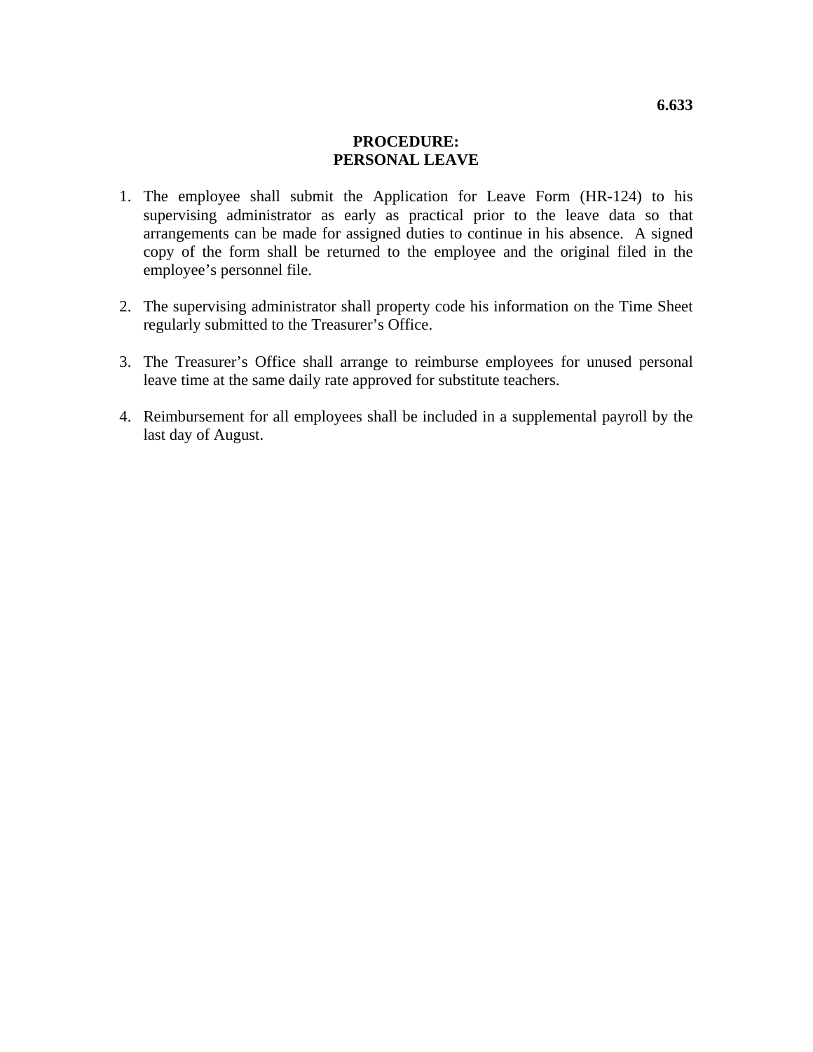**6.633**

# PROCEDURE:
# PERSONAL LEAVE

1. The employee shall submit the Application for Leave Form (HR-124) to his supervising administrator as early as practical prior to the leave data so that arrangements can be made for assigned duties to continue in his absence. A signed copy of the form shall be returned to the employee and the original filed in the employee's personnel file.

2. The supervising administrator shall property code his information on the Time Sheet regularly submitted to the Treasurer's Office.

3. The Treasurer's Office shall arrange to reimburse employees for unused personal leave time at the same daily rate approved for substitute teachers.

4. Reimbursement for all employees shall be included in a supplemental payroll by the last day of August.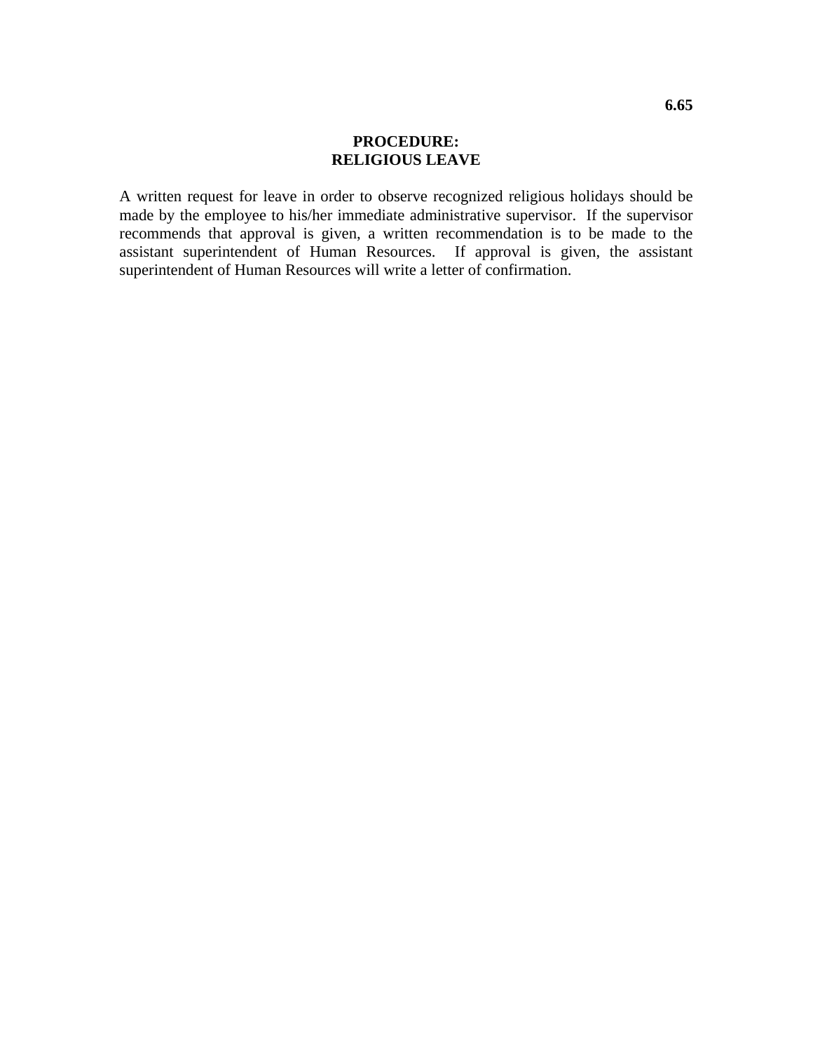**6.65**

# PROCEDURE:
# RELIGIOUS LEAVE

A written request for leave in order to observe recognized religious holidays should be made by the employee to his/her immediate administrative supervisor. If the supervisor recommends that approval is given, a written recommendation is to be made to the assistant superintendent of Human Resources. If approval is given, the assistant superintendent of Human Resources will write a letter of confirmation.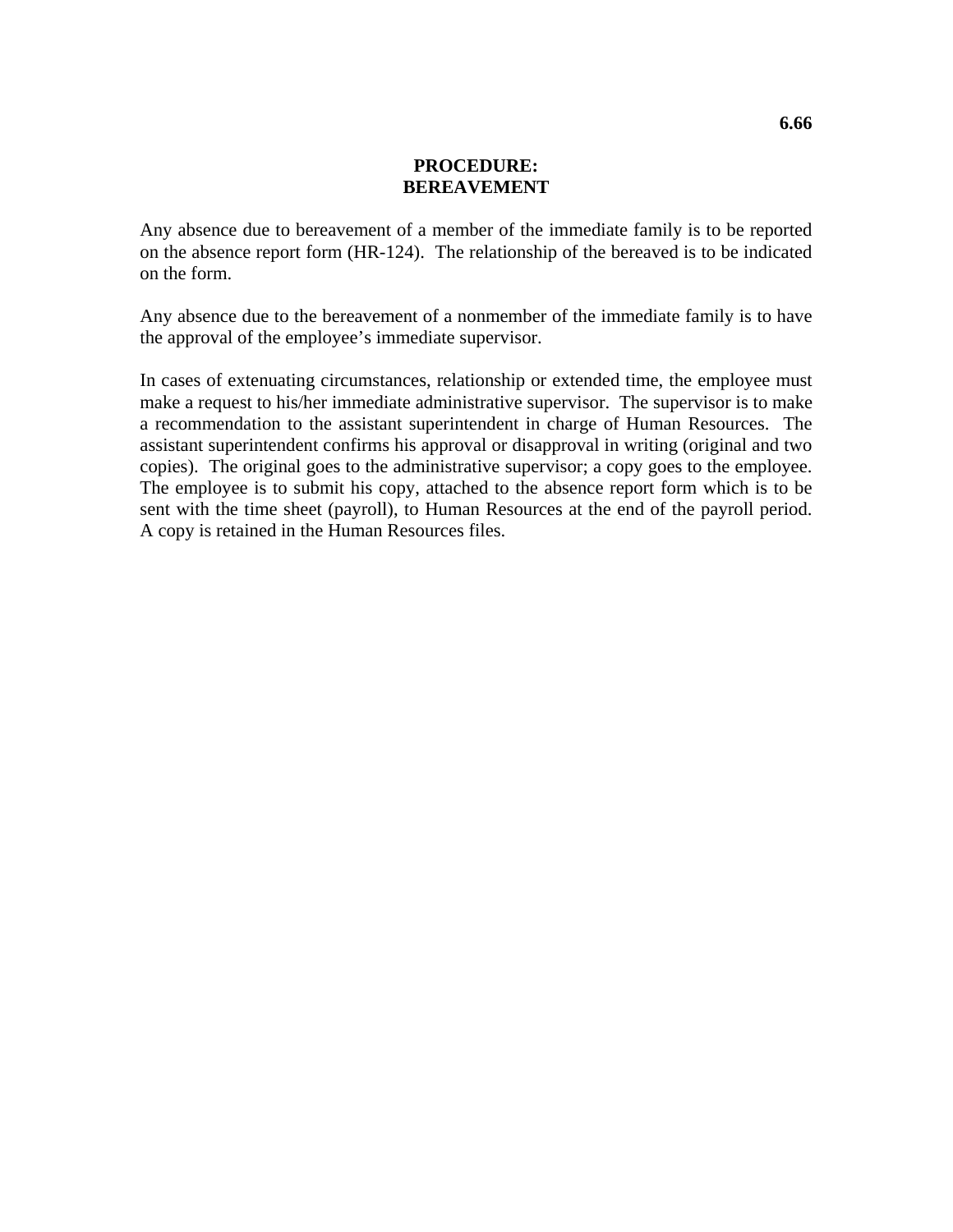**6.66**

# PROCEDURE: BEREAVEMENT

Any absence due to bereavement of a member of the immediate family is to be reported on the absence report form (HR-124). The relationship of the bereaved is to be indicated on the form.

Any absence due to the bereavement of a nonmember of the immediate family is to have the approval of the employee's immediate supervisor.

In cases of extenuating circumstances, relationship or extended time, the employee must make a request to his/her immediate administrative supervisor. The supervisor is to make a recommendation to the assistant superintendent in charge of Human Resources. The assistant superintendent confirms his approval or disapproval in writing (original and two copies). The original goes to the administrative supervisor; a copy goes to the employee. The employee is to submit his copy, attached to the absence report form which is to be sent with the time sheet (payroll), to Human Resources at the end of the payroll period. A copy is retained in the Human Resources files.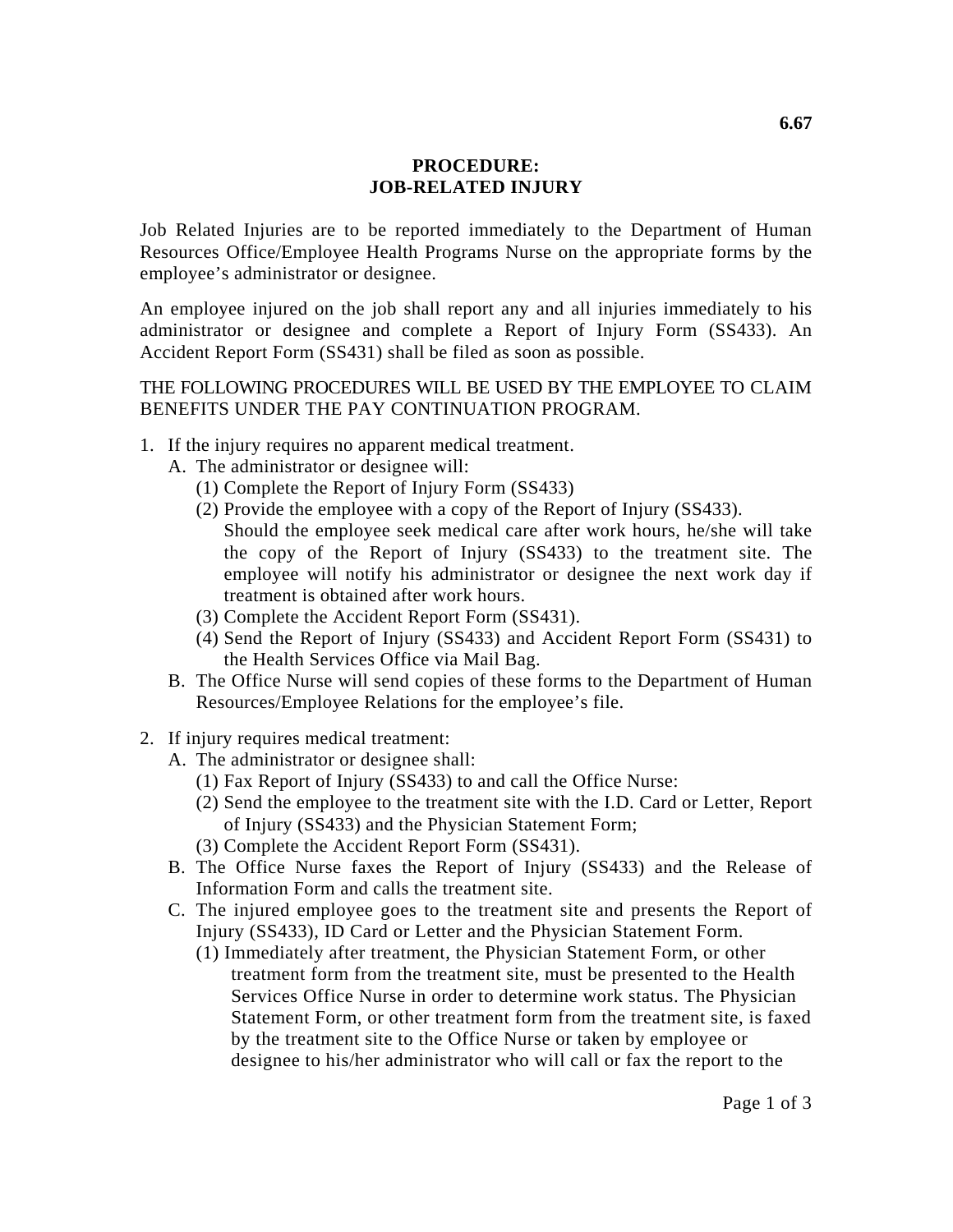**6.67**

# PROCEDURE:
# JOB-RELATED INJURY

Job Related Injuries are to be reported immediately to the Department of Human Resources Office/Employee Health Programs Nurse on the appropriate forms by the employee's administrator or designee.

An employee injured on the job shall report any and all injuries immediately to his administrator or designee and complete a Report of Injury Form (SS433). An Accident Report Form (SS431) shall be filed as soon as possible.

THE FOLLOWING PROCEDURES WILL BE USED BY THE EMPLOYEE TO CLAIM BENEFITS UNDER THE PAY CONTINUATION PROGRAM.

1. If the injury requires no apparent medical treatment.
   A. The administrator or designee will:
      (1) Complete the Report of Injury Form (SS433)
      (2) Provide the employee with a copy of the Report of Injury (SS433). Should the employee seek medical care after work hours, he/she will take the copy of the Report of Injury (SS433) to the treatment site. The employee will notify his administrator or designee the next work day if treatment is obtained after work hours.
      (3) Complete the Accident Report Form (SS431).
      (4) Send the Report of Injury (SS433) and Accident Report Form (SS431) to the Health Services Office via Mail Bag.
   B. The Office Nurse will send copies of these forms to the Department of Human Resources/Employee Relations for the employee's file.

2. If injury requires medical treatment:
   A. The administrator or designee shall:
      (1) Fax Report of Injury (SS433) to and call the Office Nurse:
      (2) Send the employee to the treatment site with the I.D. Card or Letter, Report of Injury (SS433) and the Physician Statement Form;
      (3) Complete the Accident Report Form (SS431).
   B. The Office Nurse faxes the Report of Injury (SS433) and the Release of Information Form and calls the treatment site.
   C. The injured employee goes to the treatment site and presents the Report of Injury (SS433), ID Card or Letter and the Physician Statement Form.
      (1) Immediately after treatment, the Physician Statement Form, or other treatment form from the treatment site, must be presented to the Health Services Office Nurse in order to determine work status. The Physician Statement Form, or other treatment form from the treatment site, is faxed by the treatment site to the Office Nurse or taken by employee or designee to his/her administrator who will call or fax the report to the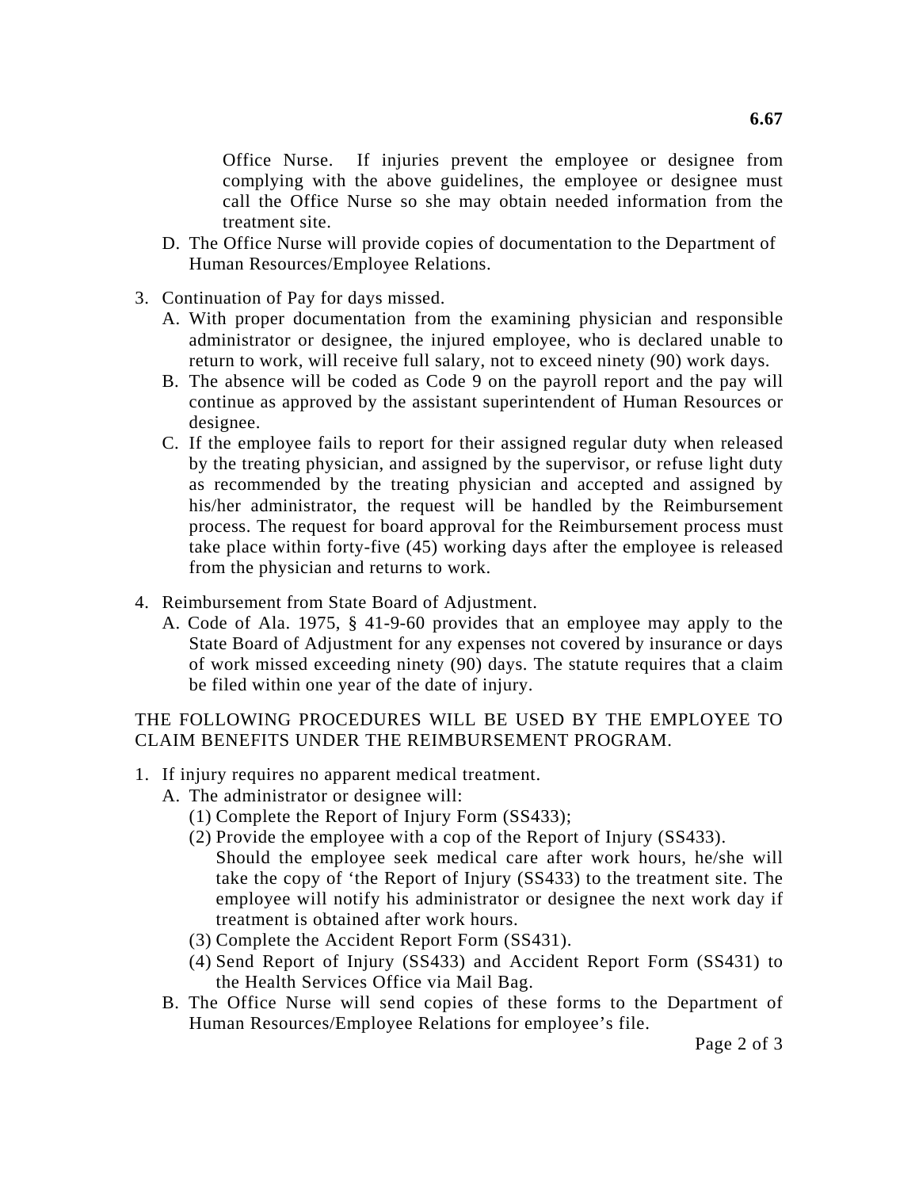Office Nurse. If injuries prevent the employee or designee from complying with the above guidelines, the employee or designee must call the Office Nurse so she may obtain needed information from the treatment site.

   D. The Office Nurse will provide copies of documentation to the Department of Human Resources/Employee Relations.

3. Continuation of Pay for days missed.
   A. With proper documentation from the examining physician and responsible administrator or designee, the injured employee, who is declared unable to return to work, will receive full salary, not to exceed ninety (90) work days.
   B. The absence will be coded as Code 9 on the payroll report and the pay will continue as approved by the assistant superintendent of Human Resources or designee.
   C. If the employee fails to report for their assigned regular duty when released by the treating physician, and assigned by the supervisor, or refuse light duty as recommended by the treating physician and accepted and assigned by his/her administrator, the request will be handled by the Reimbursement process. The request for board approval for the Reimbursement process must take place within forty-five (45) working days after the employee is released from the physician and returns to work.

4. Reimbursement from State Board of Adjustment.
   A. Code of Ala. 1975, § 41-9-60 provides that an employee may apply to the State Board of Adjustment for any expenses not covered by insurance or days of work missed exceeding ninety (90) days. The statute requires that a claim be filed within one year of the date of injury.

THE FOLLOWING PROCEDURES WILL BE USED BY THE EMPLOYEE TO CLAIM BENEFITS UNDER THE REIMBURSEMENT PROGRAM.

1. If injury requires no apparent medical treatment.
   A. The administrator or designee will:
      (1) Complete the Report of Injury Form (SS433);
      (2) Provide the employee with a cop of the Report of Injury (SS433). Should the employee seek medical care after work hours, he/she will take the copy of 'the Report of Injury (SS433) to the treatment site. The employee will notify his administrator or designee the next work day if treatment is obtained after work hours.
      (3) Complete the Accident Report Form (SS431).
      (4) Send Report of Injury (SS433) and Accident Report Form (SS431) to the Health Services Office via Mail Bag.
   B. The Office Nurse will send copies of these forms to the Department of Human Resources/Employee Relations for employee's file.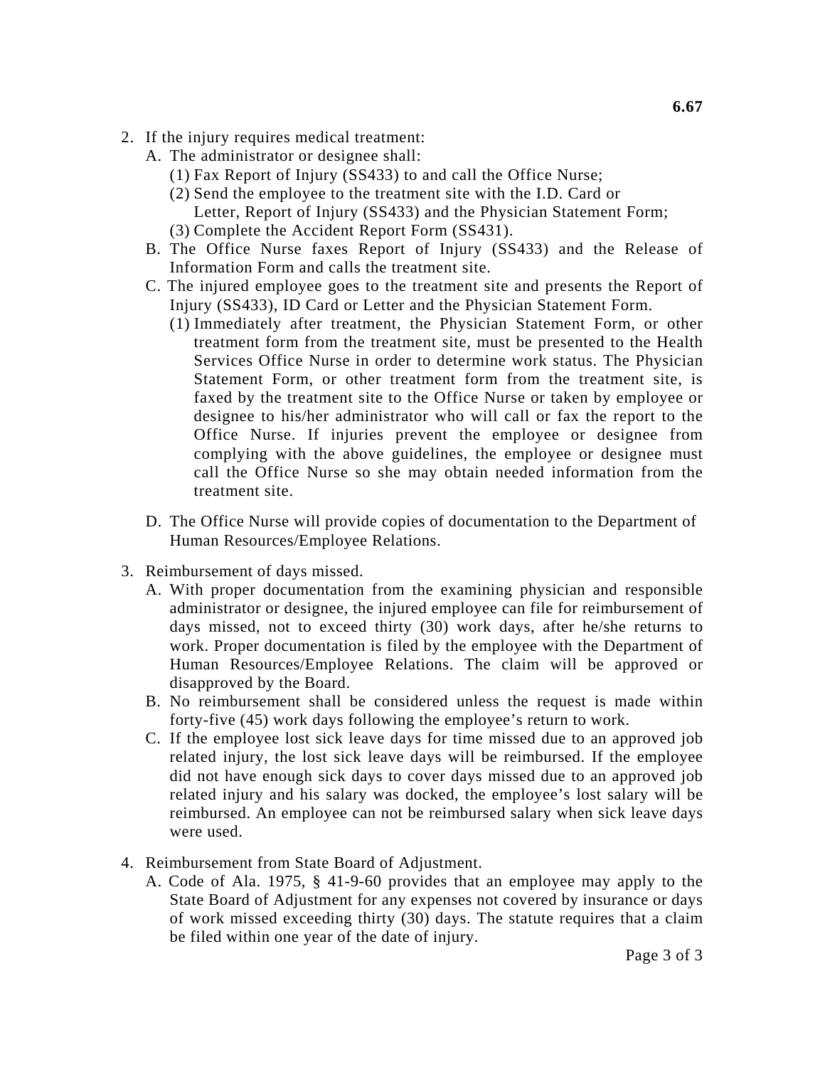2. If the injury requires medical treatment:
   A. The administrator or designee shall:
      (1) Fax Report of Injury (SS433) to and call the Office Nurse;
      (2) Send the employee to the treatment site with the I.D. Card or Letter, Report of Injury (SS433) and the Physician Statement Form;
      (3) Complete the Accident Report Form (SS431).
   B. The Office Nurse faxes Report of Injury (SS433) and the Release of Information Form and calls the treatment site.
   C. The injured employee goes to the treatment site and presents the Report of Injury (SS433), ID Card or Letter and the Physician Statement Form.
      (1) Immediately after treatment, the Physician Statement Form, or other treatment form from the treatment site, must be presented to the Health Services Office Nurse in order to determine work status. The Physician Statement Form, or other treatment form from the treatment site, is faxed by the treatment site to the Office Nurse or taken by employee or designee to his/her administrator who will call or fax the report to the Office Nurse. If injuries prevent the employee or designee from complying with the above guidelines, the employee or designee must call the Office Nurse so she may obtain needed information from the treatment site.
   D. The Office Nurse will provide copies of documentation to the Department of Human Resources/Employee Relations.

3. Reimbursement of days missed.
   A. With proper documentation from the examining physician and responsible administrator or designee, the injured employee can file for reimbursement of days missed, not to exceed thirty (30) work days, after he/she returns to work. Proper documentation is filed by the employee with the Department of Human Resources/Employee Relations. The claim will be approved or disapproved by the Board.
   B. No reimbursement shall be considered unless the request is made within forty-five (45) work days following the employee's return to work.
   C. If the employee lost sick leave days for time missed due to an approved job related injury, the lost sick leave days will be reimbursed. If the employee did not have enough sick days to cover days missed due to an approved job related injury and his salary was docked, the employee's lost salary will be reimbursed. An employee can not be reimbursed salary when sick leave days were used.

4. Reimbursement from State Board of Adjustment.
   A. Code of Ala. 1975, § 41-9-60 provides that an employee may apply to the State Board of Adjustment for any expenses not covered by insurance or days of work missed exceeding thirty (30) days. The statute requires that a claim be filed within one year of the date of injury.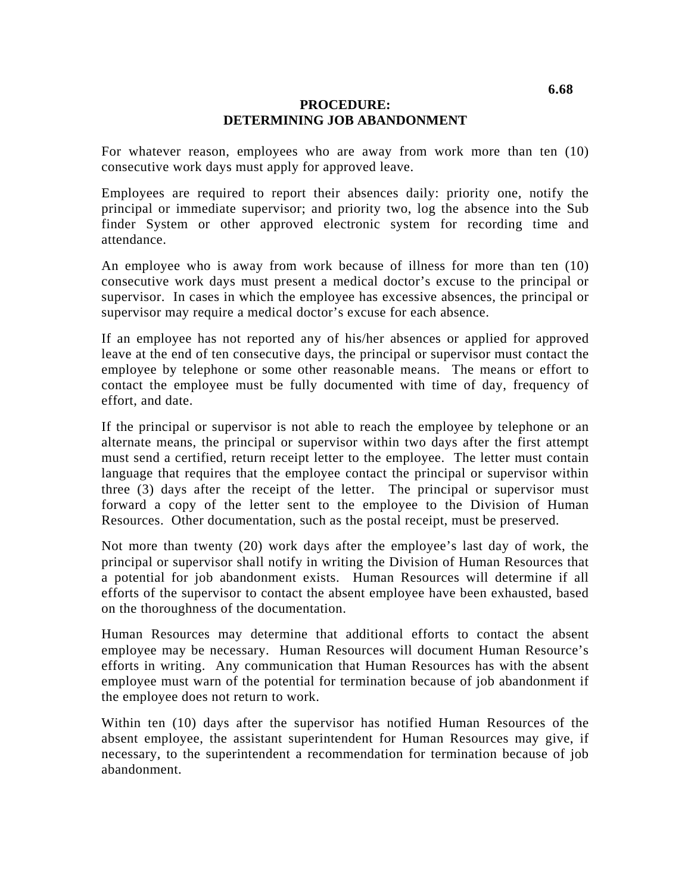**6.68**

# PROCEDURE:
# DETERMINING JOB ABANDONMENT

For whatever reason, employees who are away from work more than ten (10) consecutive work days must apply for approved leave.

Employees are required to report their absences daily: priority one, notify the principal or immediate supervisor; and priority two, log the absence into the Sub finder System or other approved electronic system for recording time and attendance.

An employee who is away from work because of illness for more than ten (10) consecutive work days must present a medical doctor's excuse to the principal or supervisor. In cases in which the employee has excessive absences, the principal or supervisor may require a medical doctor's excuse for each absence.

If an employee has not reported any of his/her absences or applied for approved leave at the end of ten consecutive days, the principal or supervisor must contact the employee by telephone or some other reasonable means. The means or effort to contact the employee must be fully documented with time of day, frequency of effort, and date.

If the principal or supervisor is not able to reach the employee by telephone or an alternate means, the principal or supervisor within two days after the first attempt must send a certified, return receipt letter to the employee. The letter must contain language that requires that the employee contact the principal or supervisor within three (3) days after the receipt of the letter. The principal or supervisor must forward a copy of the letter sent to the employee to the Division of Human Resources. Other documentation, such as the postal receipt, must be preserved.

Not more than twenty (20) work days after the employee's last day of work, the principal or supervisor shall notify in writing the Division of Human Resources that a potential for job abandonment exists. Human Resources will determine if all efforts of the supervisor to contact the absent employee have been exhausted, based on the thoroughness of the documentation.

Human Resources may determine that additional efforts to contact the absent employee may be necessary. Human Resources will document Human Resource's efforts in writing. Any communication that Human Resources has with the absent employee must warn of the potential for termination because of job abandonment if the employee does not return to work.

Within ten (10) days after the supervisor has notified Human Resources of the absent employee, the assistant superintendent for Human Resources may give, if necessary, to the superintendent a recommendation for termination because of job abandonment.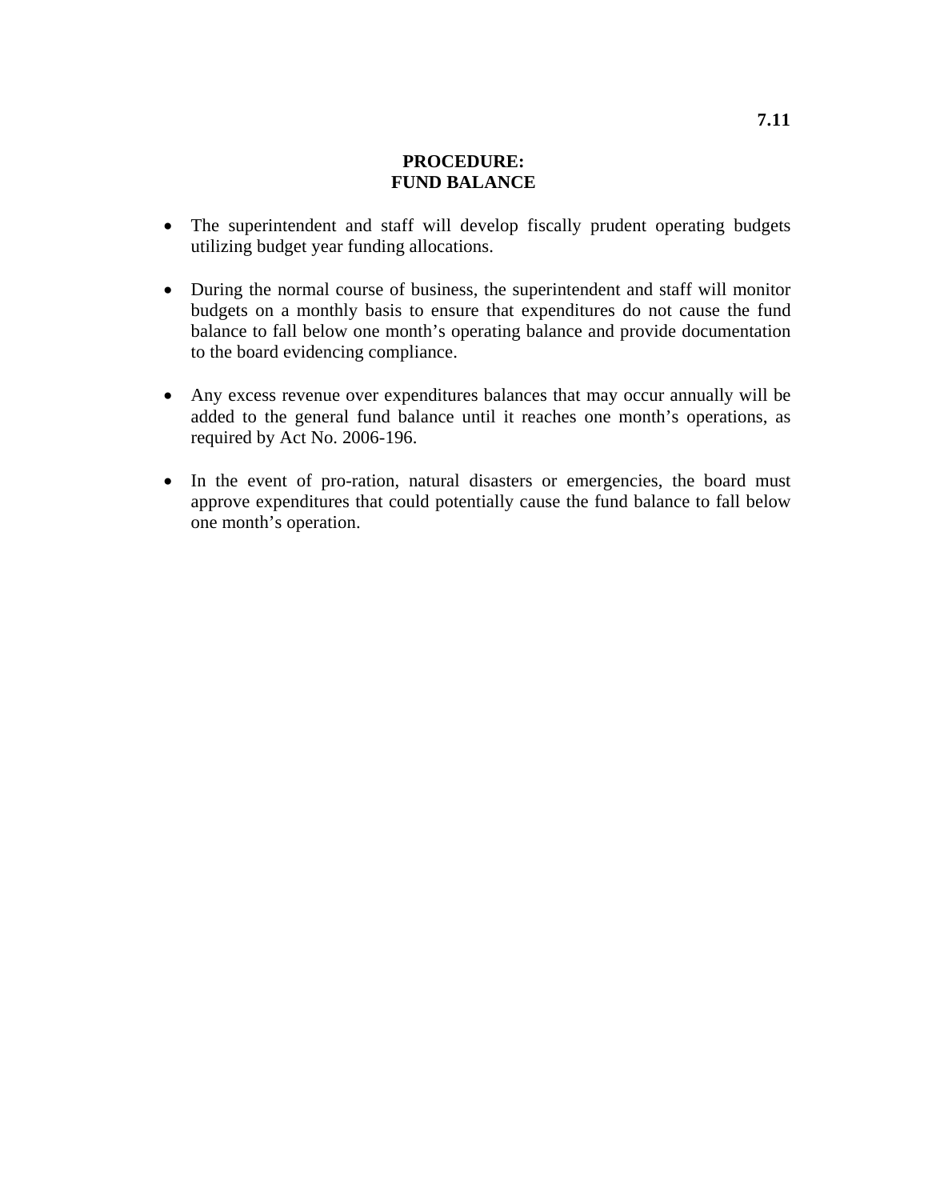**7.11**

# PROCEDURE: FUND BALANCE

- The superintendent and staff will develop fiscally prudent operating budgets utilizing budget year funding allocations.

- During the normal course of business, the superintendent and staff will monitor budgets on a monthly basis to ensure that expenditures do not cause the fund balance to fall below one month's operating balance and provide documentation to the board evidencing compliance.

- Any excess revenue over expenditures balances that may occur annually will be added to the general fund balance until it reaches one month's operations, as required by Act No. 2006-196.

- In the event of pro-ration, natural disasters or emergencies, the board must approve expenditures that could potentially cause the fund balance to fall below one month's operation.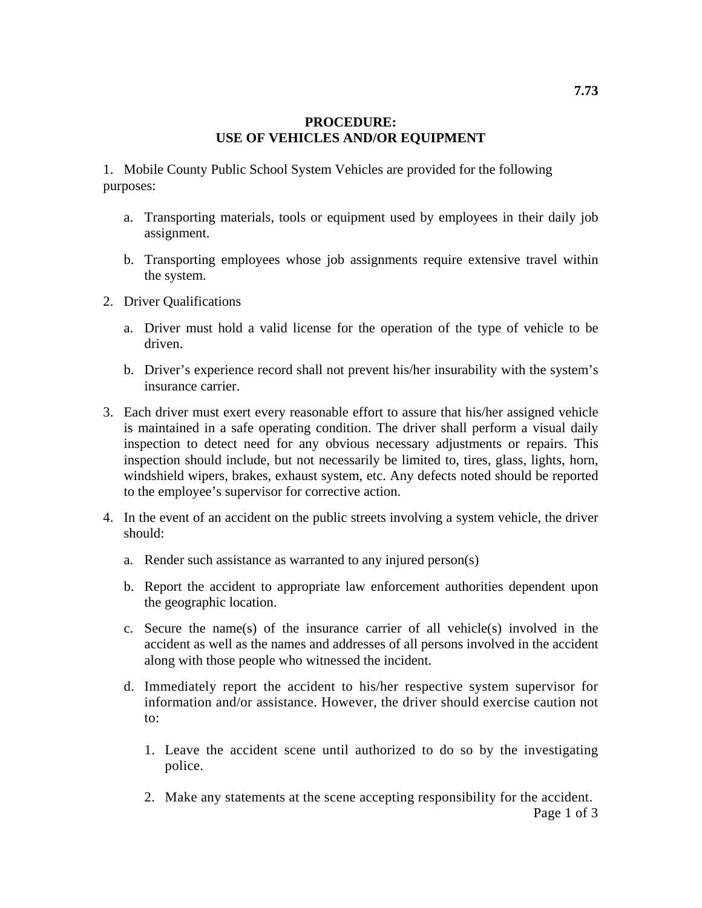**7.73**

# PROCEDURE: USE OF VEHICLES AND/OR EQUIPMENT

1. Mobile County Public School System Vehicles are provided for the following purposes:

    a. Transporting materials, tools or equipment used by employees in their daily job assignment.

    b. Transporting employees whose job assignments require extensive travel within the system.

2. Driver Qualifications

    a. Driver must hold a valid license for the operation of the type of vehicle to be driven.

    b. Driver's experience record shall not prevent his/her insurability with the system's insurance carrier.

3. Each driver must exert every reasonable effort to assure that his/her assigned vehicle is maintained in a safe operating condition. The driver shall perform a visual daily inspection to detect need for any obvious necessary adjustments or repairs. This inspection should include, but not necessarily be limited to, tires, glass, lights, horn, windshield wipers, brakes, exhaust system, etc. Any defects noted should be reported to the employee's supervisor for corrective action.

4. In the event of an accident on the public streets involving a system vehicle, the driver should:

    a. Render such assistance as warranted to any injured person(s)

    b. Report the accident to appropriate law enforcement authorities dependent upon the geographic location.

    c. Secure the name(s) of the insurance carrier of all vehicle(s) involved in the accident as well as the names and addresses of all persons involved in the accident along with those people who witnessed the incident.

    d. Immediately report the accident to his/her respective system supervisor for information and/or assistance. However, the driver should exercise caution not to:

        1. Leave the accident scene until authorized to do so by the investigating police.

        2. Make any statements at the scene accepting responsibility for the accident.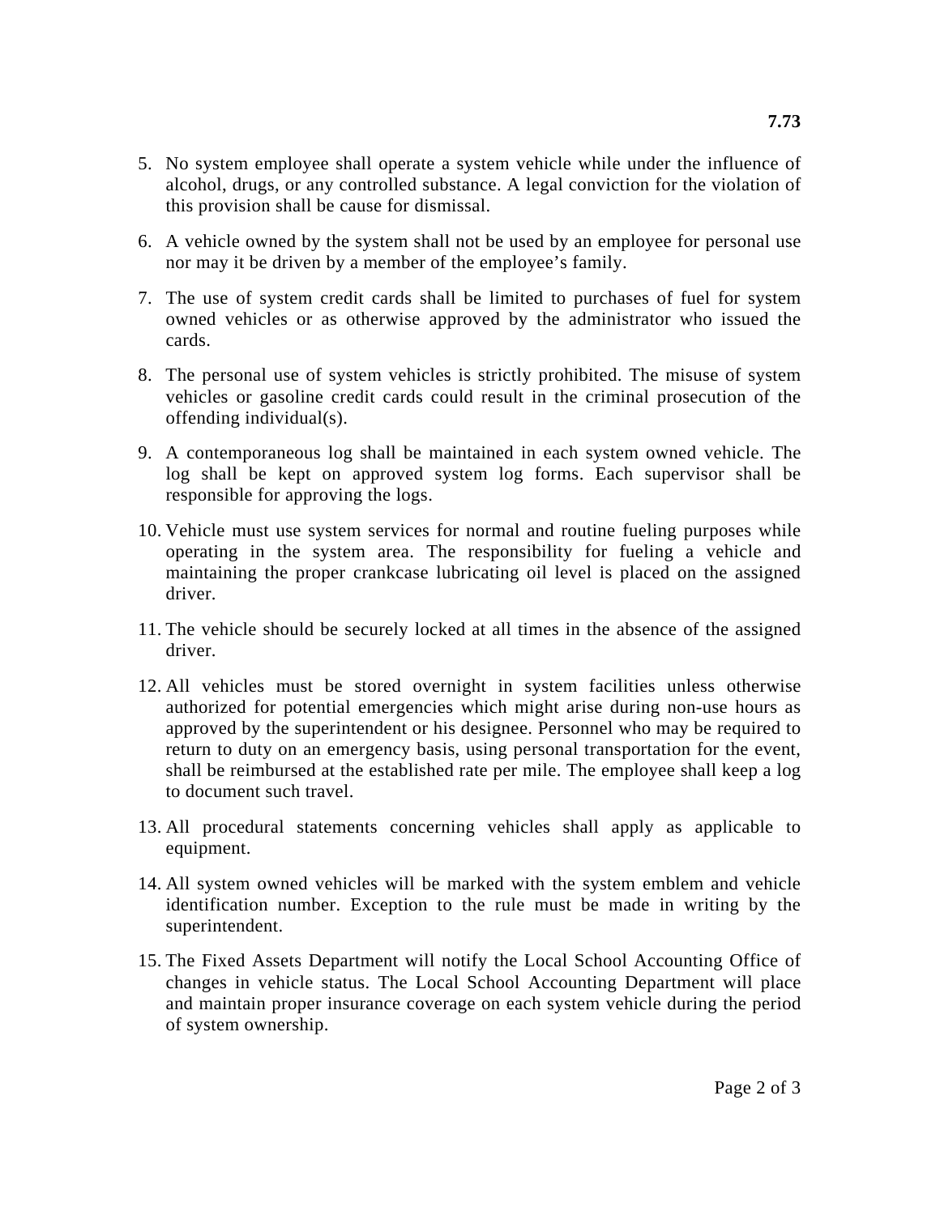5. No system employee shall operate a system vehicle while under the influence of alcohol, drugs, or any controlled substance. A legal conviction for the violation of this provision shall be cause for dismissal.

6. A vehicle owned by the system shall not be used by an employee for personal use nor may it be driven by a member of the employee's family.

7. The use of system credit cards shall be limited to purchases of fuel for system owned vehicles or as otherwise approved by the administrator who issued the cards.

8. The personal use of system vehicles is strictly prohibited. The misuse of system vehicles or gasoline credit cards could result in the criminal prosecution of the offending individual(s).

9. A contemporaneous log shall be maintained in each system owned vehicle. The log shall be kept on approved system log forms. Each supervisor shall be responsible for approving the logs.

10. Vehicle must use system services for normal and routine fueling purposes while operating in the system area. The responsibility for fueling a vehicle and maintaining the proper crankcase lubricating oil level is placed on the assigned driver.

11. The vehicle should be securely locked at all times in the absence of the assigned driver.

12. All vehicles must be stored overnight in system facilities unless otherwise authorized for potential emergencies which might arise during non-use hours as approved by the superintendent or his designee. Personnel who may be required to return to duty on an emergency basis, using personal transportation for the event, shall be reimbursed at the established rate per mile. The employee shall keep a log to document such travel.

13. All procedural statements concerning vehicles shall apply as applicable to equipment.

14. All system owned vehicles will be marked with the system emblem and vehicle identification number. Exception to the rule must be made in writing by the superintendent.

15. The Fixed Assets Department will notify the Local School Accounting Office of changes in vehicle status. The Local School Accounting Department will place and maintain proper insurance coverage on each system vehicle during the period of system ownership.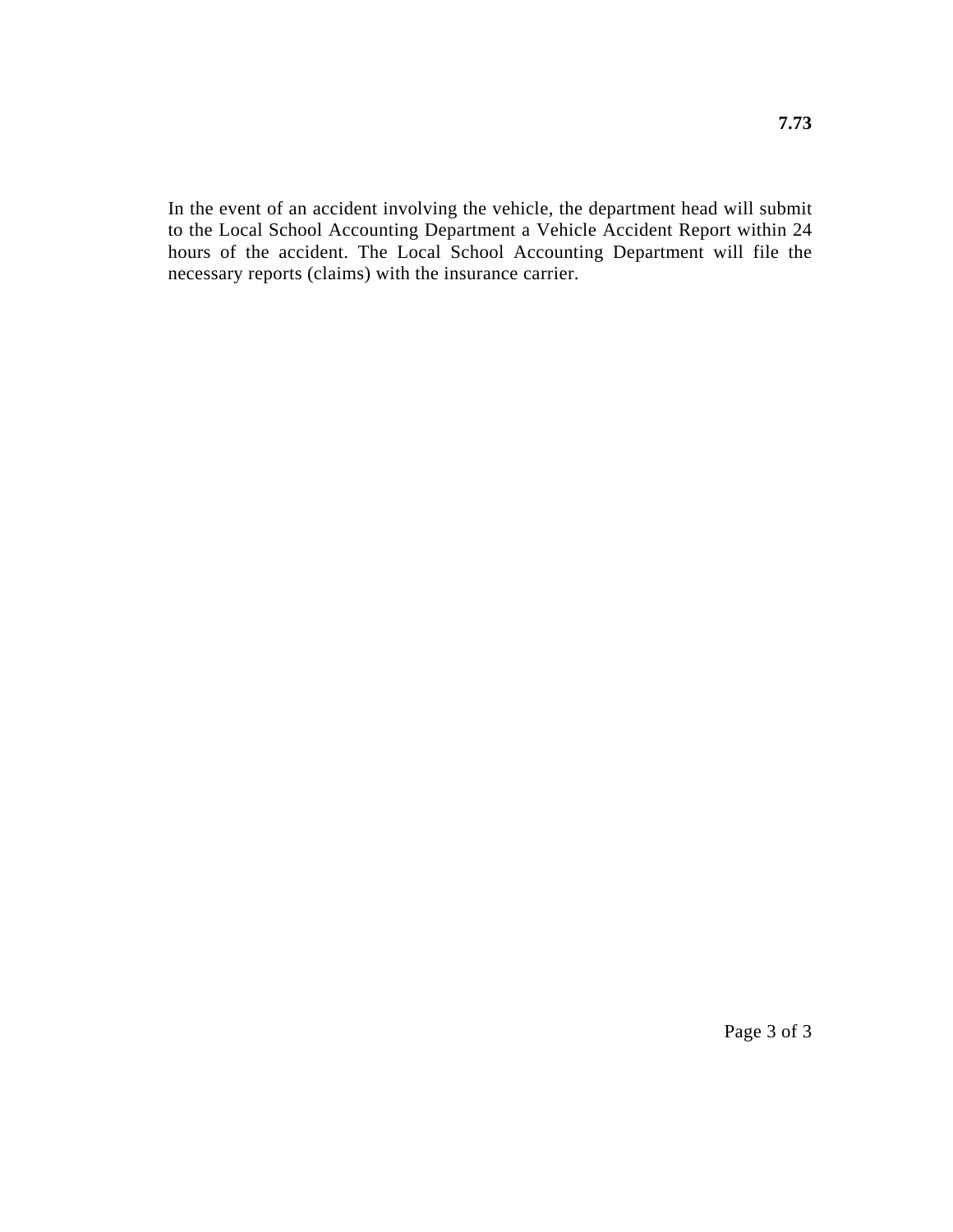In the event of an accident involving the vehicle, the department head will submit to the Local School Accounting Department a Vehicle Accident Report within 24 hours of the accident. The Local School Accounting Department will file the necessary reports (claims) with the insurance carrier.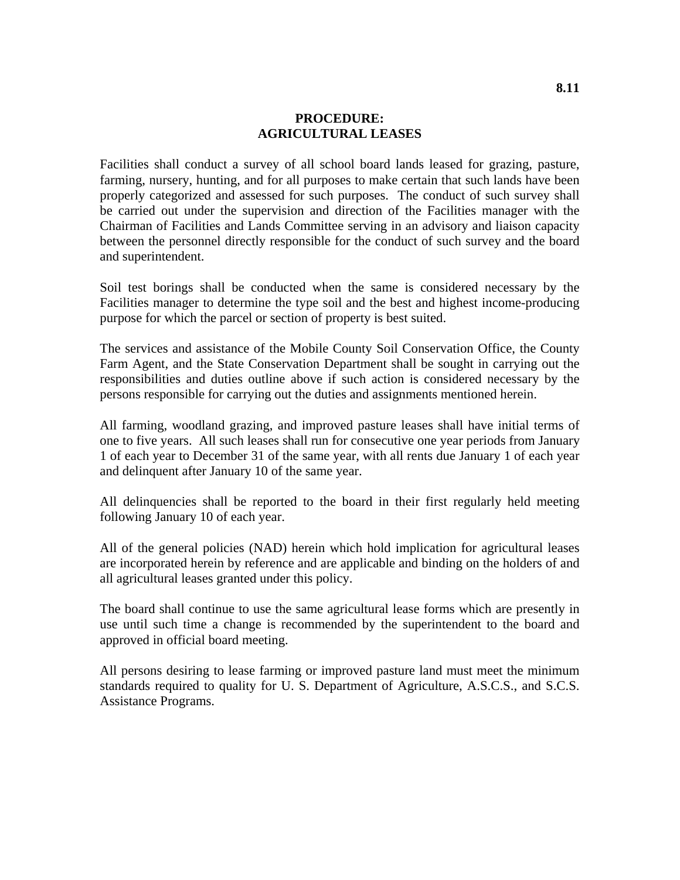8.11

# PROCEDURE:
# AGRICULTURAL LEASES

Facilities shall conduct a survey of all school board lands leased for grazing, pasture, farming, nursery, hunting, and for all purposes to make certain that such lands have been properly categorized and assessed for such purposes. The conduct of such survey shall be carried out under the supervision and direction of the Facilities manager with the Chairman of Facilities and Lands Committee serving in an advisory and liaison capacity between the personnel directly responsible for the conduct of such survey and the board and superintendent.

Soil test borings shall be conducted when the same is considered necessary by the Facilities manager to determine the type soil and the best and highest income-producing purpose for which the parcel or section of property is best suited.

The services and assistance of the Mobile County Soil Conservation Office, the County Farm Agent, and the State Conservation Department shall be sought in carrying out the responsibilities and duties outline above if such action is considered necessary by the persons responsible for carrying out the duties and assignments mentioned herein.

All farming, woodland grazing, and improved pasture leases shall have initial terms of one to five years. All such leases shall run for consecutive one year periods from January 1 of each year to December 31 of the same year, with all rents due January 1 of each year and delinquent after January 10 of the same year.

All delinquencies shall be reported to the board in their first regularly held meeting following January 10 of each year.

All of the general policies (NAD) herein which hold implication for agricultural leases are incorporated herein by reference and are applicable and binding on the holders of and all agricultural leases granted under this policy.

The board shall continue to use the same agricultural lease forms which are presently in use until such time a change is recommended by the superintendent to the board and approved in official board meeting.

All persons desiring to lease farming or improved pasture land must meet the minimum standards required to quality for U. S. Department of Agriculture, A.S.C.S., and S.C.S. Assistance Programs.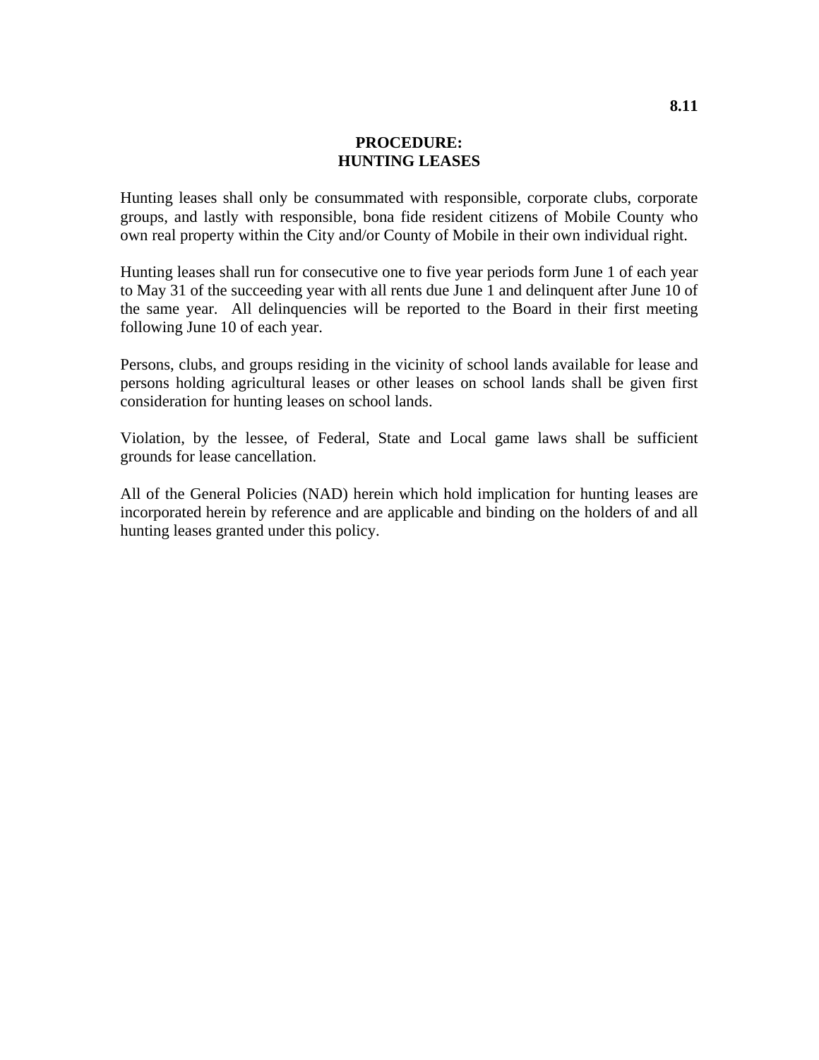**8.11**

# PROCEDURE:
# HUNTING LEASES

Hunting leases shall only be consummated with responsible, corporate clubs, corporate groups, and lastly with responsible, bona fide resident citizens of Mobile County who own real property within the City and/or County of Mobile in their own individual right.

Hunting leases shall run for consecutive one to five year periods form June 1 of each year to May 31 of the succeeding year with all rents due June 1 and delinquent after June 10 of the same year. All delinquencies will be reported to the Board in their first meeting following June 10 of each year.

Persons, clubs, and groups residing in the vicinity of school lands available for lease and persons holding agricultural leases or other leases on school lands shall be given first consideration for hunting leases on school lands.

Violation, by the lessee, of Federal, State and Local game laws shall be sufficient grounds for lease cancellation.

All of the General Policies (NAD) herein which hold implication for hunting leases are incorporated herein by reference and are applicable and binding on the holders of and all hunting leases granted under this policy.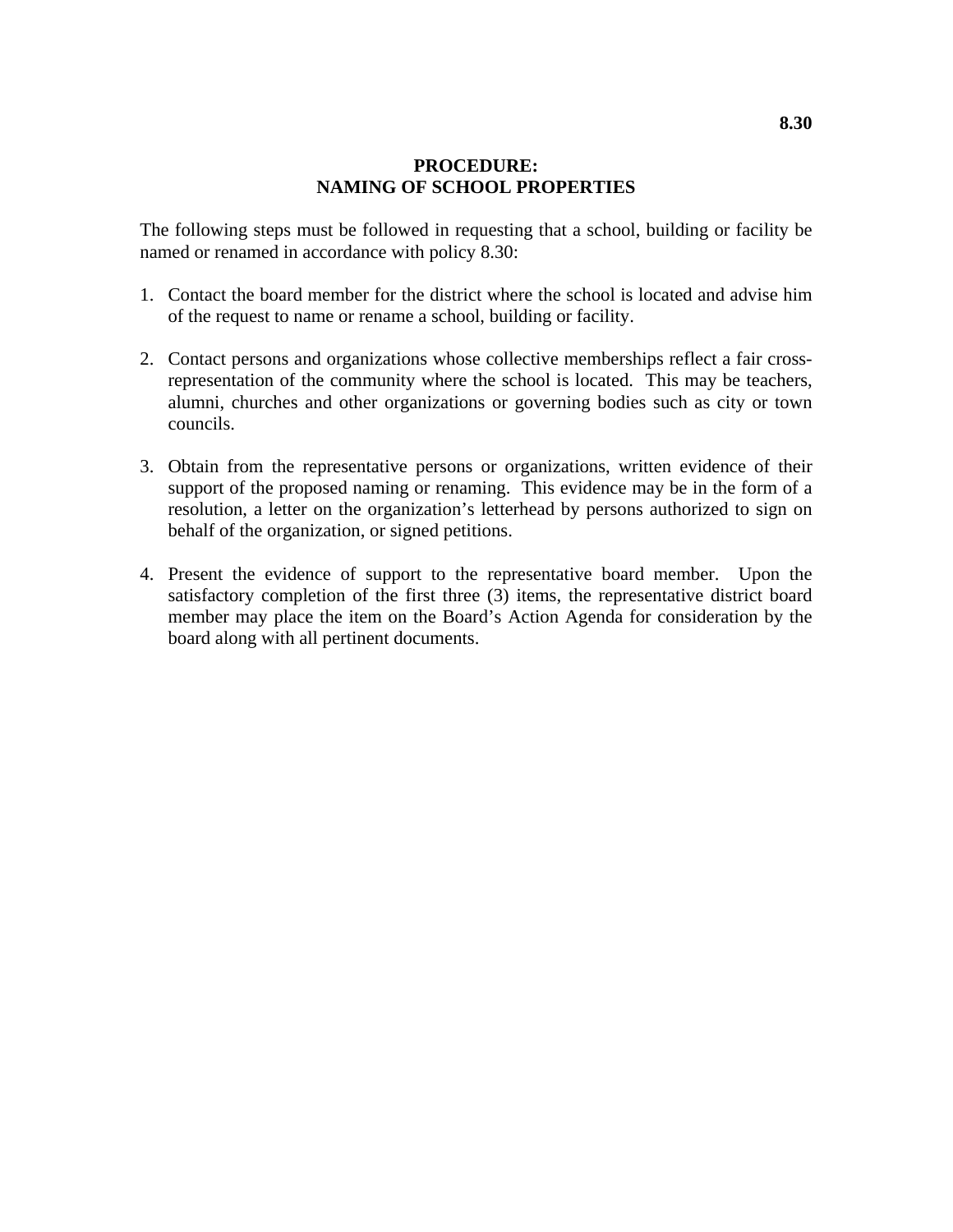**8.30**

## PROCEDURE:
## NAMING OF SCHOOL PROPERTIES

The following steps must be followed in requesting that a school, building or facility be named or renamed in accordance with policy 8.30:

1. Contact the board member for the district where the school is located and advise him of the request to name or rename a school, building or facility.

2. Contact persons and organizations whose collective memberships reflect a fair cross-representation of the community where the school is located. This may be teachers, alumni, churches and other organizations or governing bodies such as city or town councils.

3. Obtain from the representative persons or organizations, written evidence of their support of the proposed naming or renaming. This evidence may be in the form of a resolution, a letter on the organization's letterhead by persons authorized to sign on behalf of the organization, or signed petitions.

4. Present the evidence of support to the representative board member. Upon the satisfactory completion of the first three (3) items, the representative district board member may place the item on the Board's Action Agenda for consideration by the board along with all pertinent documents.